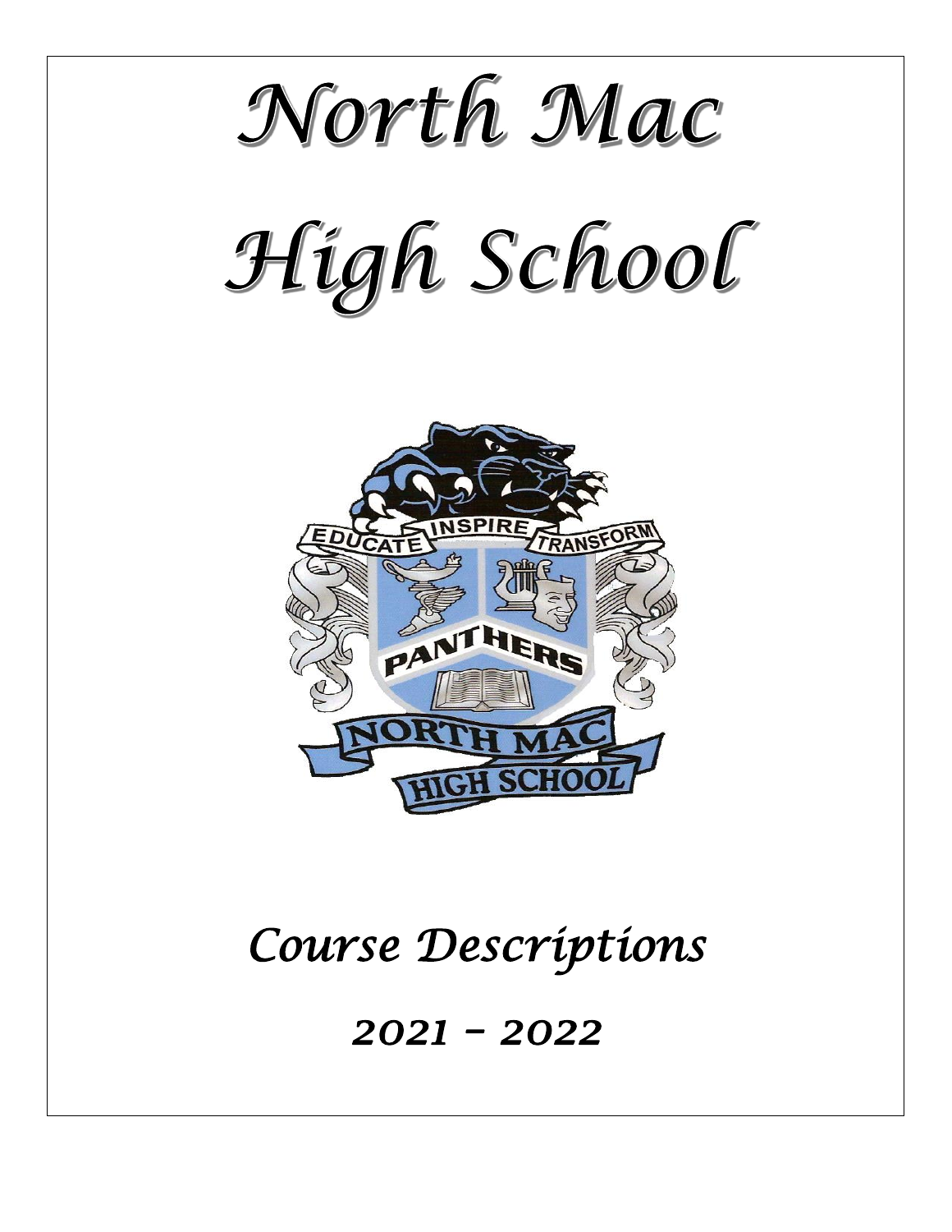# North Mac High School

## Course Descriptions

## 2021 – 2022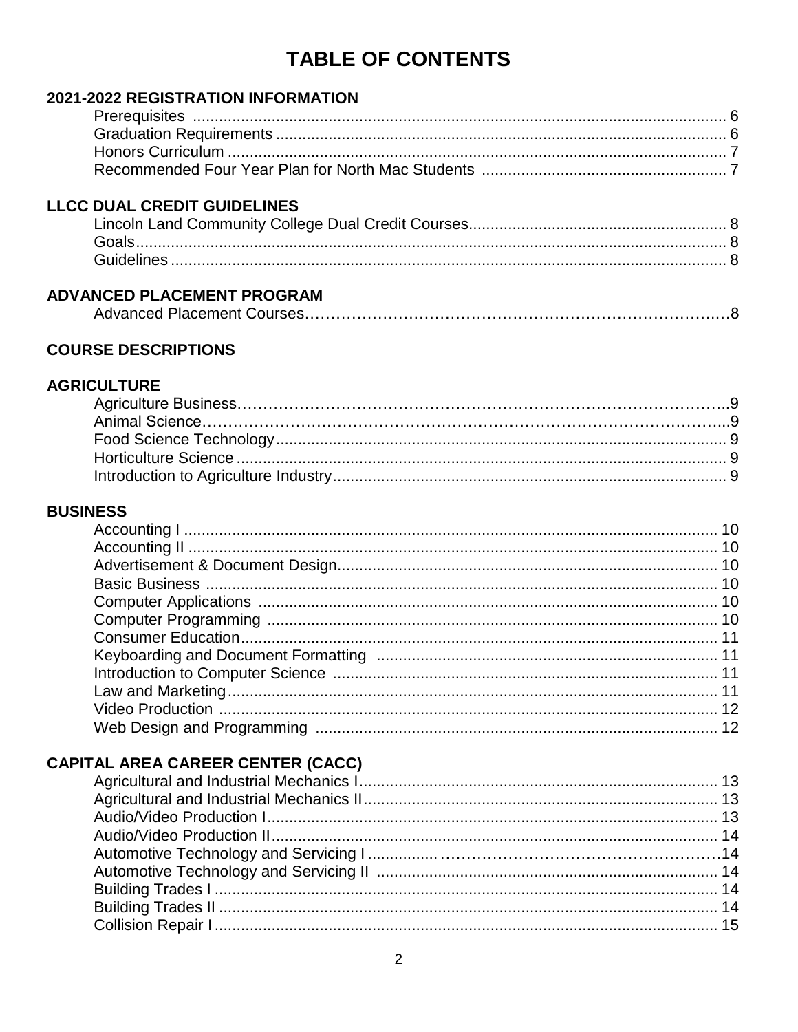# TABLE OF CONTENTS

## 2021-2022 REGISTRATION INFORMATION

- Prerequisites ........ 6
- Graduation Requirements ........ 6
- Honors Curriculum ........ 7
- Recommended Four Year Plan for North Mac Students ........ 7

## LLCC DUAL CREDIT GUIDELINES

- Lincoln Land Community College Dual Credit Courses........ 8
- Goals........ 8
- Guidelines ........ 8

## ADVANCED PLACEMENT PROGRAM

- Advanced Placement Courses........ 8

## COURSE DESCRIPTIONS

## AGRICULTURE

- Agriculture Business........ 9
- Animal Science........ 9
- Food Science Technology........ 9
- Horticulture Science ........ 9
- Introduction to Agriculture Industry........ 9

## BUSINESS

- Accounting I ........ 10
- Accounting II ........ 10
- Advertisement & Document Design........ 10
- Basic Business ........ 10
- Computer Applications ........ 10
- Computer Programming ........ 10
- Consumer Education........ 11
- Keyboarding and Document Formatting ........ 11
- Introduction to Computer Science ........ 11
- Law and Marketing........ 11
- Video Production ........ 12
- Web Design and Programming ........ 12

## CAPITAL AREA CAREER CENTER (CACC)

- Agricultural and Industrial Mechanics I........ 13
- Agricultural and Industrial Mechanics II........ 13
- Audio/Video Production I........ 13
- Audio/Video Production II........ 14
- Automotive Technology and Servicing I ........ 14
- Automotive Technology and Servicing II ........ 14
- Building Trades I ........ 14
- Building Trades II ........ 14
- Collision Repair I ........ 15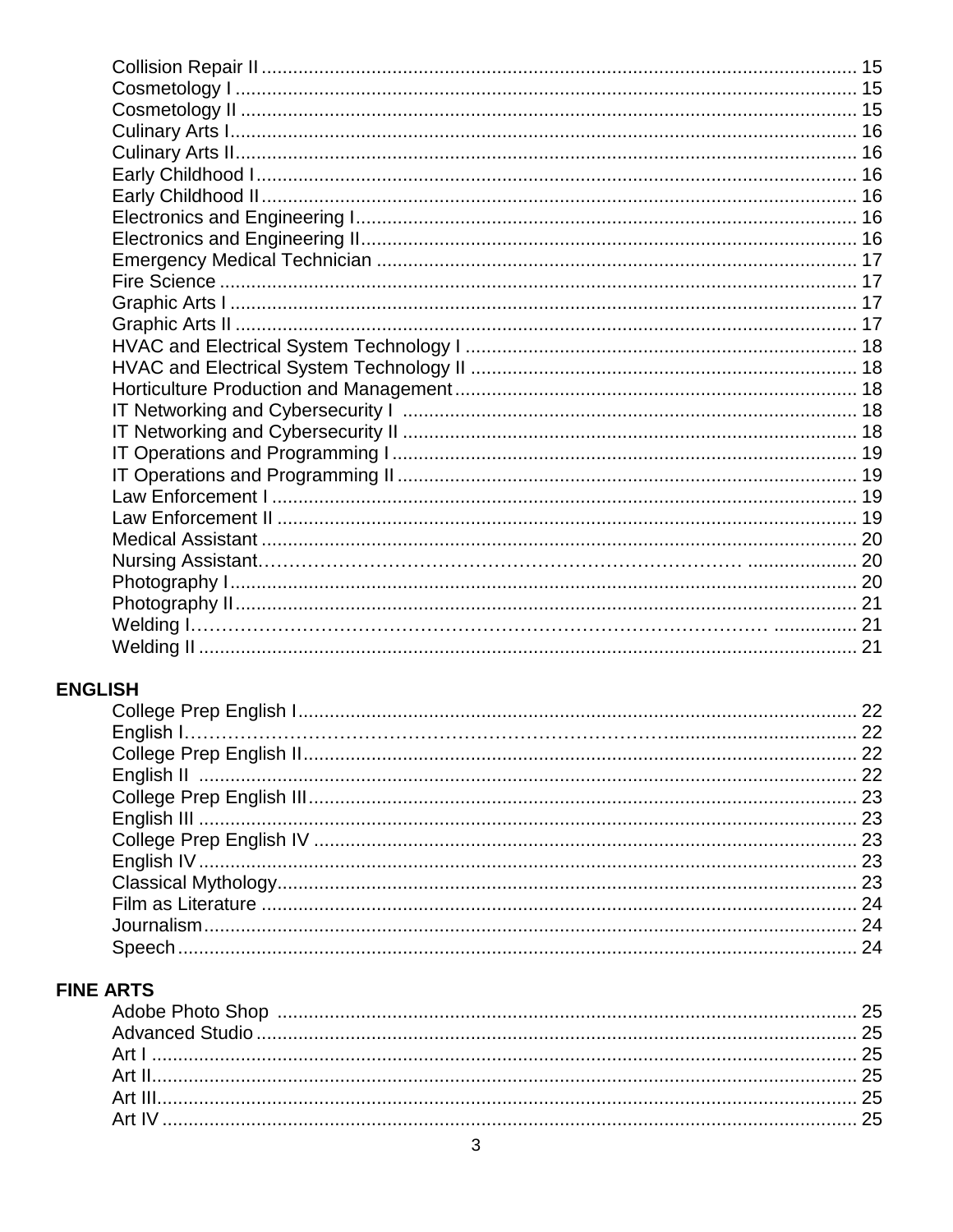Collision Repair II ... 15
Cosmetology I ... 15
Cosmetology II ... 15
Culinary Arts I ... 16
Culinary Arts II ... 16
Early Childhood I ... 16
Early Childhood II ... 16
Electronics and Engineering I ... 16
Electronics and Engineering II ... 16
Emergency Medical Technician ... 17
Fire Science ... 17
Graphic Arts I ... 17
Graphic Arts II ... 17
HVAC and Electrical System Technology I ... 18
HVAC and Electrical System Technology II ... 18
Horticulture Production and Management ... 18
IT Networking and Cybersecurity I ... 18
IT Networking and Cybersecurity II ... 18
IT Operations and Programming I ... 19
IT Operations and Programming II ... 19
Law Enforcement I ... 19
Law Enforcement II ... 19
Medical Assistant ... 20
Nursing Assistant ... 20
Photography I ... 20
Photography II ... 21
Welding I ... 21
Welding II ... 21

**ENGLISH**

College Prep English I ... 22
English I ... 22
College Prep English II ... 22
English II ... 22
College Prep English III ... 23
English III ... 23
College Prep English IV ... 23
English IV ... 23
Classical Mythology ... 23
Film as Literature ... 24
Journalism ... 24
Speech ... 24

**FINE ARTS**

Adobe Photo Shop ... 25
Advanced Studio ... 25
Art I ... 25
Art II ... 25
Art III ... 25
Art IV ... 25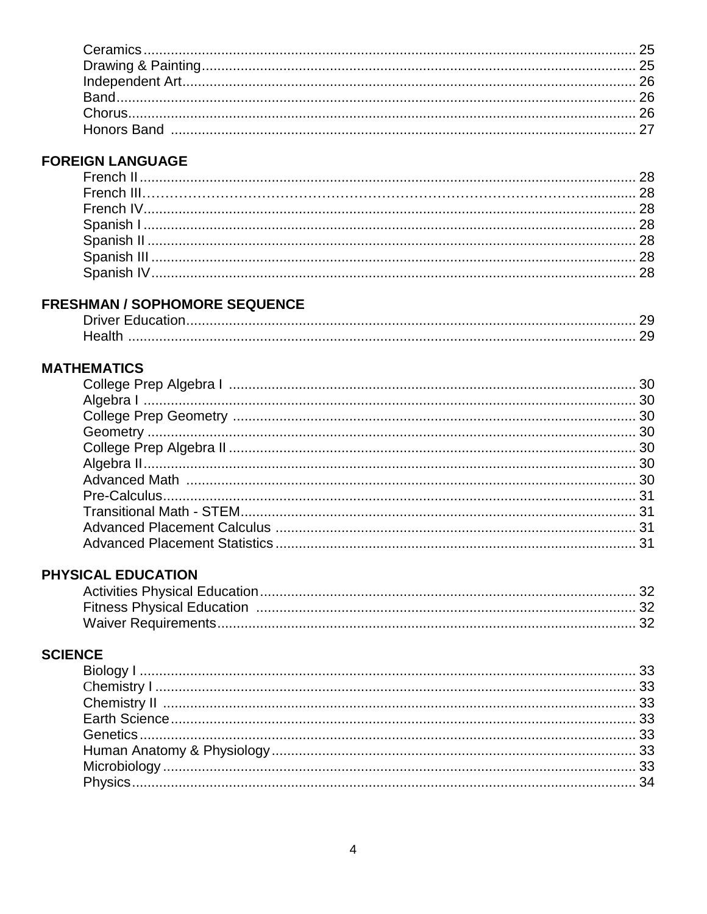Ceramics ........................................................................................................................ 25
Drawing & Painting ........................................................................................................ 25
Independent Art ............................................................................................................. 26
Band .............................................................................................................................. 26
Chorus ........................................................................................................................... 26
Honors Band ................................................................................................................. 27

## FOREIGN LANGUAGE

French II ........................................................................................................................ 28
French III ....................................................................................................................... 28
French IV ....................................................................................................................... 28
Spanish I ....................................................................................................................... 28
Spanish II ...................................................................................................................... 28
Spanish III ..................................................................................................................... 28
Spanish IV ..................................................................................................................... 28

## FRESHMAN / SOPHOMORE SEQUENCE

Driver Education ............................................................................................................ 29
Health ............................................................................................................................ 29

## MATHEMATICS

College Prep Algebra I .................................................................................................. 30
Algebra I ........................................................................................................................ 30
College Prep Geometry ................................................................................................ 30
Geometry ...................................................................................................................... 30
College Prep Algebra II ................................................................................................. 30
Algebra II ....................................................................................................................... 30
Advanced Math ............................................................................................................. 30
Pre-Calculus .................................................................................................................. 31
Transitional Math - STEM .............................................................................................. 31
Advanced Placement Calculus ..................................................................................... 31
Advanced Placement Statistics ..................................................................................... 31

## PHYSICAL EDUCATION

Activities Physical Education ......................................................................................... 32
Fitness Physical Education ........................................................................................... 32
Waiver Requirements .................................................................................................... 32

## SCIENCE

Biology I ........................................................................................................................ 33
Chemistry I .................................................................................................................... 33
Chemistry II ................................................................................................................... 33
Earth Science ................................................................................................................ 33
Genetics ........................................................................................................................ 33
Human Anatomy & Physiology ...................................................................................... 33
Microbiology .................................................................................................................. 33
Physics .......................................................................................................................... 34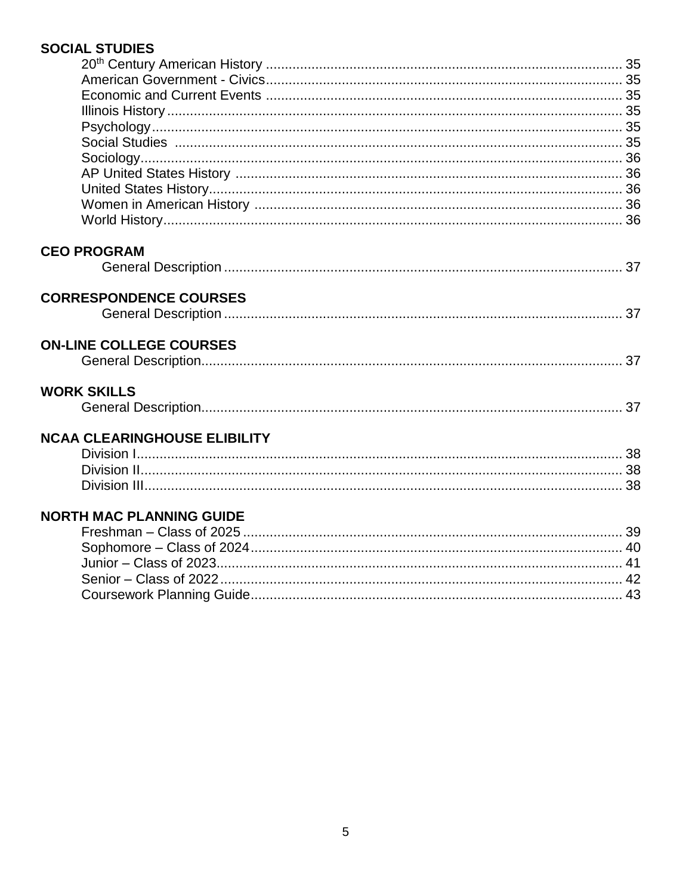**SOCIAL STUDIES**

20th Century American History .............................................................................................. 35
American Government - Civics.............................................................................................. 35
Economic and Current Events .............................................................................................. 35
Illinois History ......................................................................................................................... 35
Psychology.............................................................................................................................. 35
Social Studies ........................................................................................................................ 35
Sociology................................................................................................................................. 36
AP United States History ...................................................................................................... 36
United States History............................................................................................................. 36
Women in American History ................................................................................................. 36
World History.......................................................................................................................... 36

**CEO PROGRAM**

General Description ......................................................................................................... 37

**CORRESPONDENCE COURSES**

General Description ......................................................................................................... 37

**ON-LINE COLLEGE COURSES**

General Description............................................................................................................... 37

**WORK SKILLS**

General Description............................................................................................................... 37

**NCAA CLEARINGHOUSE ELIBILITY**

Division I.................................................................................................................................. 38
Division II................................................................................................................................. 38
Division III................................................................................................................................ 38

**NORTH MAC PLANNING GUIDE**

Freshman – Class of 2025 .................................................................................................... 39
Sophomore – Class of 2024.................................................................................................. 40
Junior – Class of 2023........................................................................................................... 41
Senior – Class of 2022 .......................................................................................................... 42
Coursework Planning Guide.................................................................................................. 43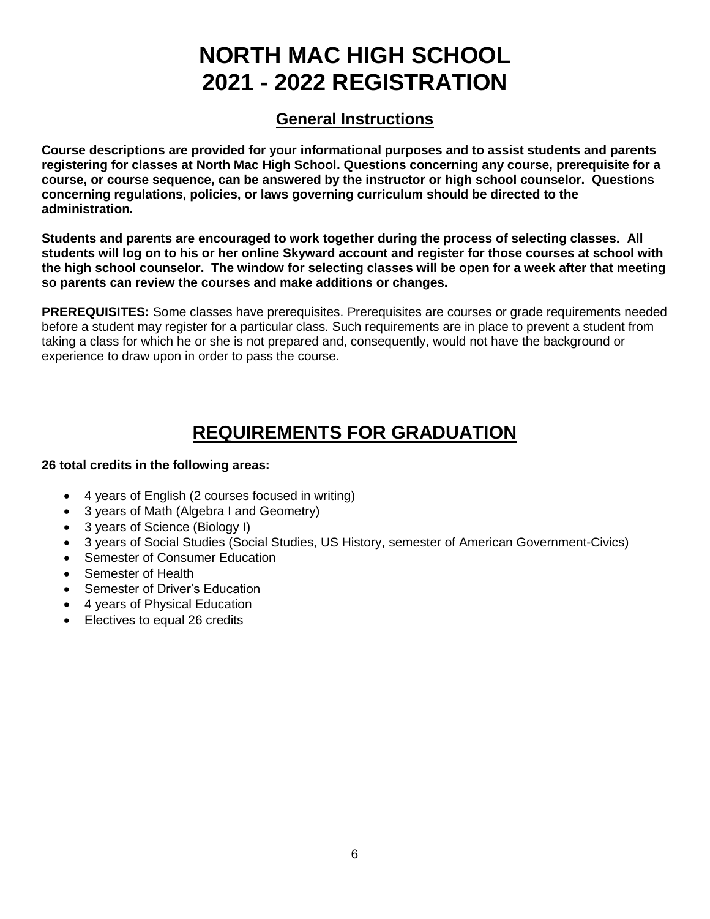# NORTH MAC HIGH SCHOOL
# 2021 - 2022 REGISTRATION

## General Instructions

**Course descriptions are provided for your informational purposes and to assist students and parents registering for classes at North Mac High School. Questions concerning any course, prerequisite for a course, or course sequence, can be answered by the instructor or high school counselor. Questions concerning regulations, policies, or laws governing curriculum should be directed to the administration.**

**Students and parents are encouraged to work together during the process of selecting classes. All students will log on to his or her online Skyward account and register for those courses at school with the high school counselor. The window for selecting classes will be open for a week after that meeting so parents can review the courses and make additions or changes.**

**PREREQUISITES:** Some classes have prerequisites. Prerequisites are courses or grade requirements needed before a student may register for a particular class. Such requirements are in place to prevent a student from taking a class for which he or she is not prepared and, consequently, would not have the background or experience to draw upon in order to pass the course.

## REQUIREMENTS FOR GRADUATION

**26 total credits in the following areas:**

- 4 years of English (2 courses focused in writing)
- 3 years of Math (Algebra I and Geometry)
- 3 years of Science (Biology I)
- 3 years of Social Studies (Social Studies, US History, semester of American Government-Civics)
- Semester of Consumer Education
- Semester of Health
- Semester of Driver's Education
- 4 years of Physical Education
- Electives to equal 26 credits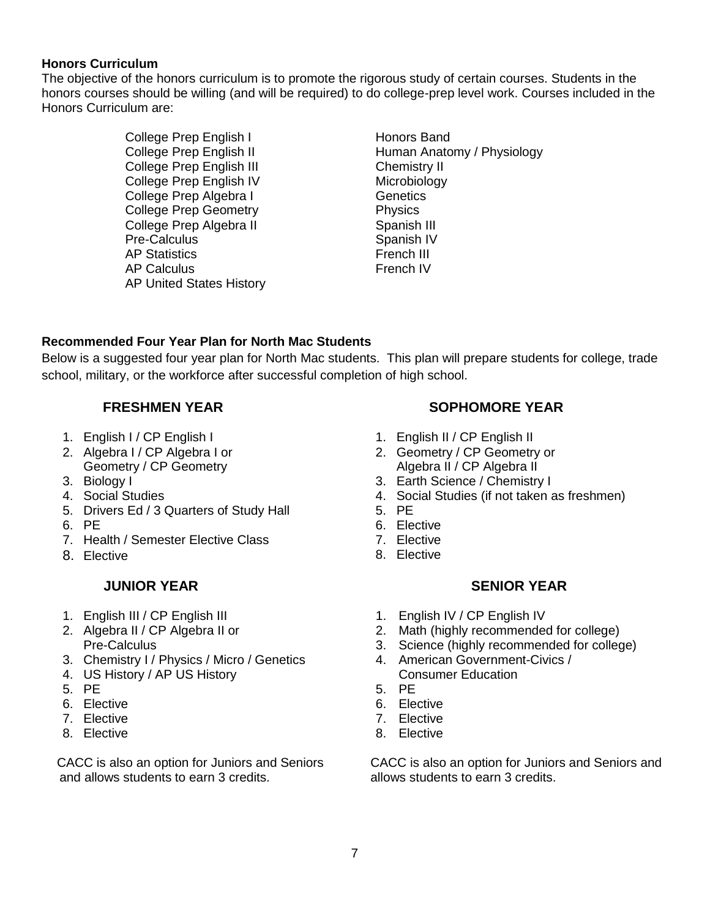## Honors Curriculum

The objective of the honors curriculum is to promote the rigorous study of certain courses. Students in the honors courses should be willing (and will be required) to do college-prep level work. Courses included in the Honors Curriculum are:

- College Prep English I
- College Prep English II
- College Prep English III
- College Prep English IV
- College Prep Algebra I
- College Prep Geometry
- College Prep Algebra II
- Pre-Calculus
- AP Statistics
- AP Calculus
- AP United States History
- Honors Band
- Human Anatomy / Physiology
- Chemistry II
- Microbiology
- Genetics
- Physics
- Spanish III
- Spanish IV
- French III
- French IV

## Recommended Four Year Plan for North Mac Students

Below is a suggested four year plan for North Mac students. This plan will prepare students for college, trade school, military, or the workforce after successful completion of high school.

### FRESHMEN YEAR

1. English I / CP English I
2. Algebra I / CP Algebra I or Geometry / CP Geometry
3. Biology I
4. Social Studies
5. Drivers Ed / 3 Quarters of Study Hall
6. PE
7. Health / Semester Elective Class
8. Elective

### SOPHOMORE YEAR

1. English II / CP English II
2. Geometry / CP Geometry or Algebra II / CP Algebra II
3. Earth Science / Chemistry I
4. Social Studies (if not taken as freshmen)
5. PE
6. Elective
7. Elective
8. Elective

### JUNIOR YEAR

1. English III / CP English III
2. Algebra II / CP Algebra II or Pre-Calculus
3. Chemistry I / Physics / Micro / Genetics
4. US History / AP US History
5. PE
6. Elective
7. Elective
8. Elective

CACC is also an option for Juniors and Seniors and allows students to earn 3 credits.

### SENIOR YEAR

1. English IV / CP English IV
2. Math (highly recommended for college)
3. Science (highly recommended for college)
4. American Government-Civics / Consumer Education
5. PE
6. Elective
7. Elective
8. Elective

CACC is also an option for Juniors and Seniors and allows students to earn 3 credits.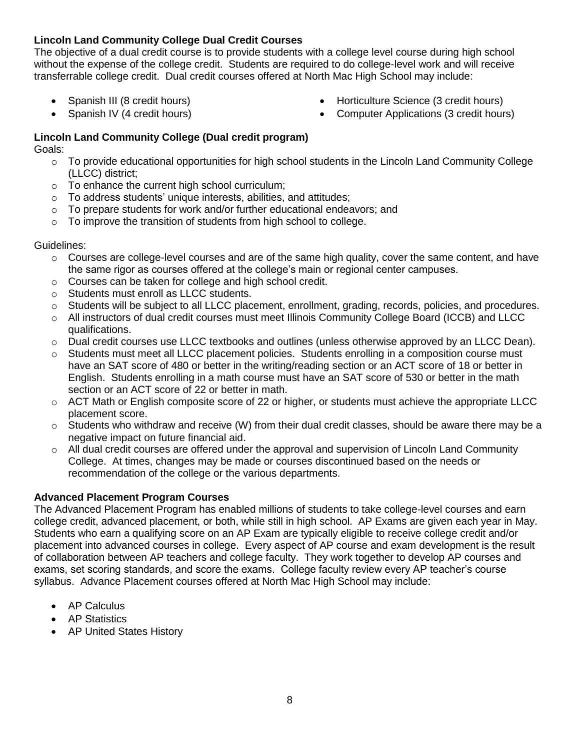**Lincoln Land Community College Dual Credit Courses**

The objective of a dual credit course is to provide students with a college level course during high school without the expense of the college credit. Students are required to do college-level work and will receive transferrable college credit. Dual credit courses offered at North Mac High School may include:

- Spanish III (8 credit hours)
- Spanish IV (4 credit hours)
- Horticulture Science (3 credit hours)
- Computer Applications (3 credit hours)

**Lincoln Land Community College (Dual credit program)**

Goals:

- To provide educational opportunities for high school students in the Lincoln Land Community College (LLCC) district;
- To enhance the current high school curriculum;
- To address students' unique interests, abilities, and attitudes;
- To prepare students for work and/or further educational endeavors; and
- To improve the transition of students from high school to college.

Guidelines:

- Courses are college-level courses and are of the same high quality, cover the same content, and have the same rigor as courses offered at the college's main or regional center campuses.
- Courses can be taken for college and high school credit.
- Students must enroll as LLCC students.
- Students will be subject to all LLCC placement, enrollment, grading, records, policies, and procedures.
- All instructors of dual credit courses must meet Illinois Community College Board (ICCB) and LLCC qualifications.
- Dual credit courses use LLCC textbooks and outlines (unless otherwise approved by an LLCC Dean).
- Students must meet all LLCC placement policies. Students enrolling in a composition course must have an SAT score of 480 or better in the writing/reading section or an ACT score of 18 or better in English. Students enrolling in a math course must have an SAT score of 530 or better in the math section or an ACT score of 22 or better in math.
- ACT Math or English composite score of 22 or higher, or students must achieve the appropriate LLCC placement score.
- Students who withdraw and receive (W) from their dual credit classes, should be aware there may be a negative impact on future financial aid.
- All dual credit courses are offered under the approval and supervision of Lincoln Land Community College. At times, changes may be made or courses discontinued based on the needs or recommendation of the college or the various departments.

**Advanced Placement Program Courses**

The Advanced Placement Program has enabled millions of students to take college-level courses and earn college credit, advanced placement, or both, while still in high school. AP Exams are given each year in May. Students who earn a qualifying score on an AP Exam are typically eligible to receive college credit and/or placement into advanced courses in college. Every aspect of AP course and exam development is the result of collaboration between AP teachers and college faculty. They work together to develop AP courses and exams, set scoring standards, and score the exams. College faculty review every AP teacher's course syllabus. Advance Placement courses offered at North Mac High School may include:

- AP Calculus
- AP Statistics
- AP United States History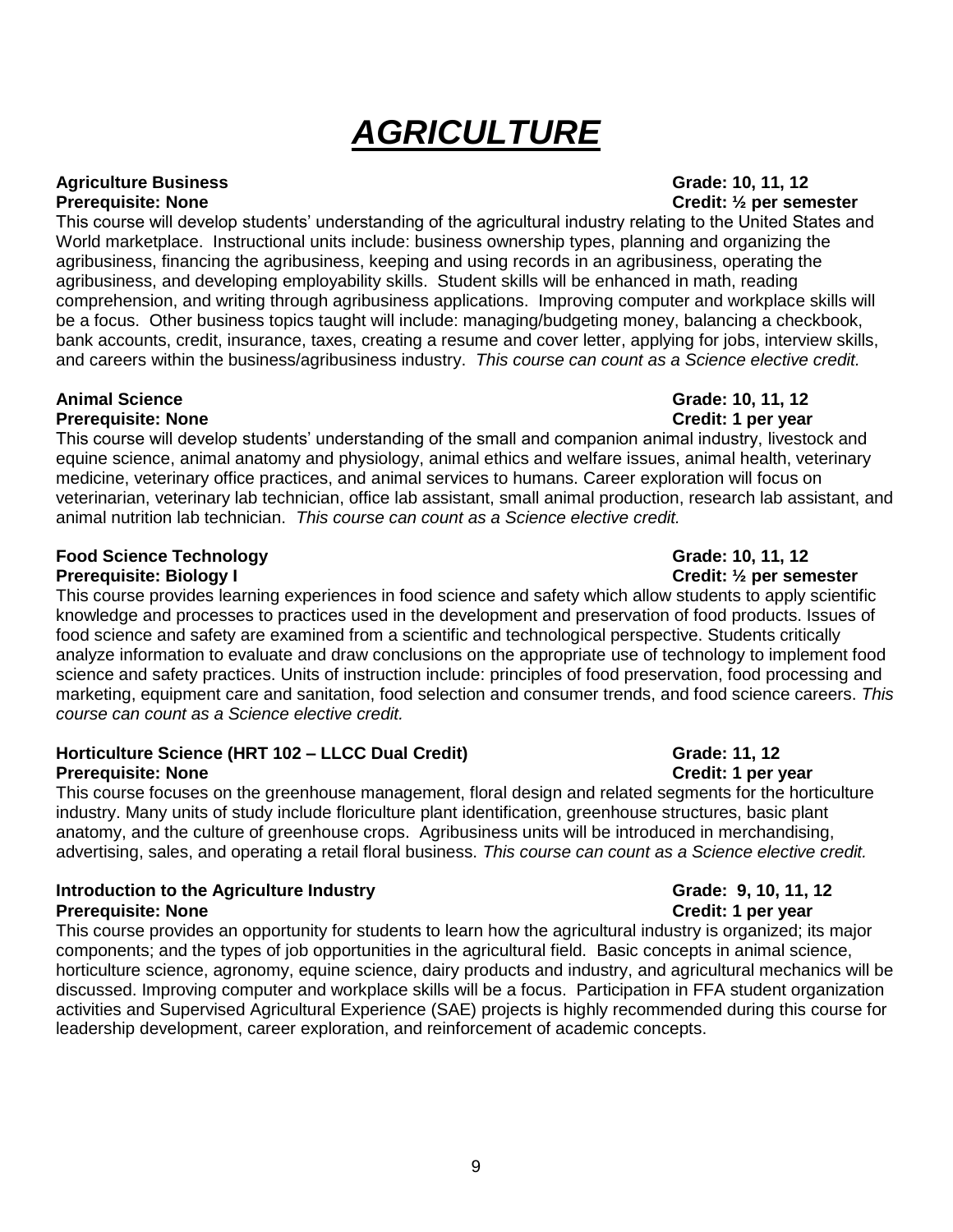# *AGRICULTURE*

**Agriculture Business** **Grade: 10, 11, 12**
**Prerequisite: None** **Credit: ½ per semester**

This course will develop students' understanding of the agricultural industry relating to the United States and World marketplace. Instructional units include: business ownership types, planning and organizing the agribusiness, financing the agribusiness, keeping and using records in an agribusiness, operating the agribusiness, and developing employability skills. Student skills will be enhanced in math, reading comprehension, and writing through agribusiness applications. Improving computer and workplace skills will be a focus. Other business topics taught will include: managing/budgeting money, balancing a checkbook, bank accounts, credit, insurance, taxes, creating a resume and cover letter, applying for jobs, interview skills, and careers within the business/agribusiness industry. *This course can count as a Science elective credit.*

**Animal Science** **Grade: 10, 11, 12**
**Prerequisite: None** **Credit: 1 per year**

This course will develop students' understanding of the small and companion animal industry, livestock and equine science, animal anatomy and physiology, animal ethics and welfare issues, animal health, veterinary medicine, veterinary office practices, and animal services to humans. Career exploration will focus on veterinarian, veterinary lab technician, office lab assistant, small animal production, research lab assistant, and animal nutrition lab technician. *This course can count as a Science elective credit.*

**Food Science Technology** **Grade: 10, 11, 12**
**Prerequisite: Biology I** **Credit: ½ per semester**

This course provides learning experiences in food science and safety which allow students to apply scientific knowledge and processes to practices used in the development and preservation of food products. Issues of food science and safety are examined from a scientific and technological perspective. Students critically analyze information to evaluate and draw conclusions on the appropriate use of technology to implement food science and safety practices. Units of instruction include: principles of food preservation, food processing and marketing, equipment care and sanitation, food selection and consumer trends, and food science careers. *This course can count as a Science elective credit.*

**Horticulture Science (HRT 102 – LLCC Dual Credit)** **Grade: 11, 12**
**Prerequisite: None** **Credit: 1 per year**

This course focuses on the greenhouse management, floral design and related segments for the horticulture industry. Many units of study include floriculture plant identification, greenhouse structures, basic plant anatomy, and the culture of greenhouse crops. Agribusiness units will be introduced in merchandising, advertising, sales, and operating a retail floral business. *This course can count as a Science elective credit.*

**Introduction to the Agriculture Industry** **Grade: 9, 10, 11, 12**
**Prerequisite: None** **Credit: 1 per year**

This course provides an opportunity for students to learn how the agricultural industry is organized; its major components; and the types of job opportunities in the agricultural field. Basic concepts in animal science, horticulture science, agronomy, equine science, dairy products and industry, and agricultural mechanics will be discussed. Improving computer and workplace skills will be a focus. Participation in FFA student organization activities and Supervised Agricultural Experience (SAE) projects is highly recommended during this course for leadership development, career exploration, and reinforcement of academic concepts.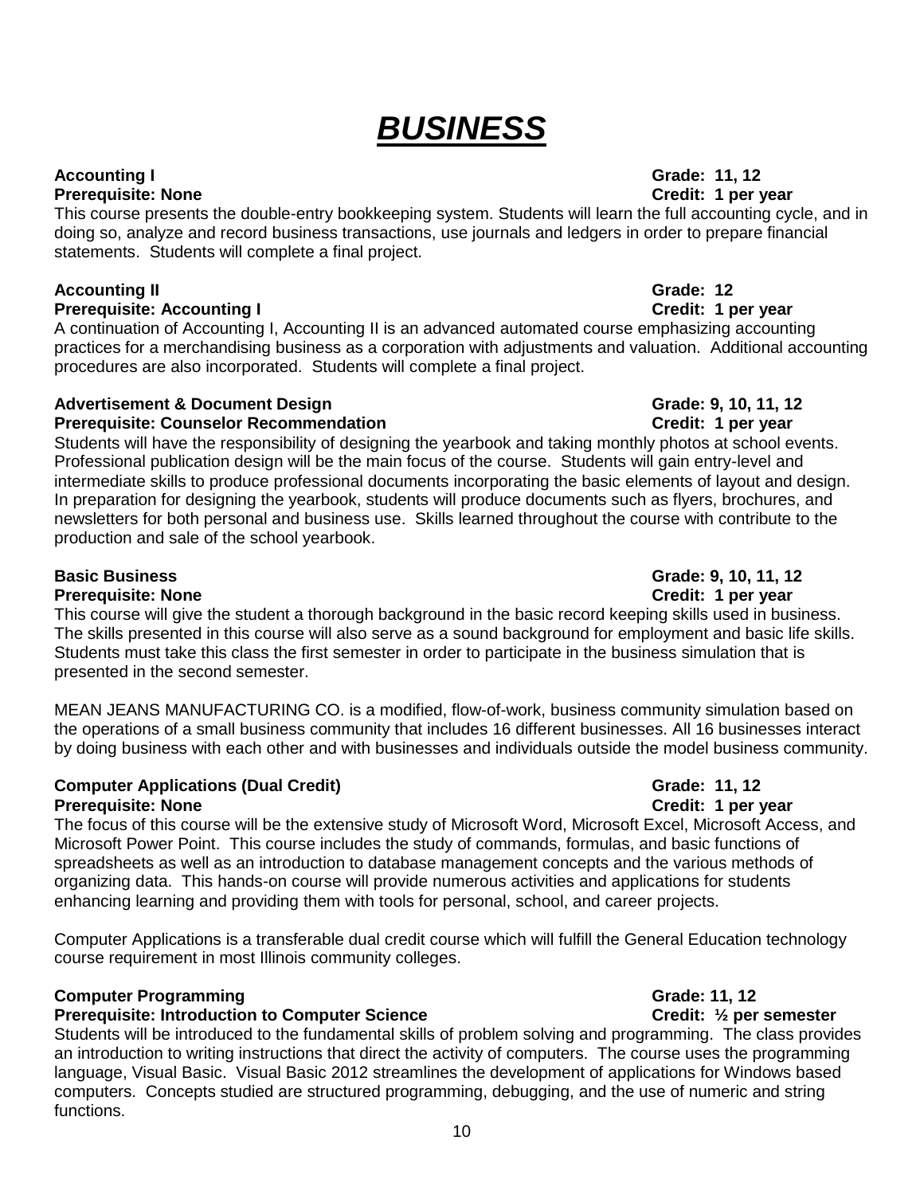# *BUSINESS*

**Accounting I** **Grade: 11, 12**
**Prerequisite: None** **Credit: 1 per year**

This course presents the double-entry bookkeeping system. Students will learn the full accounting cycle, and in doing so, analyze and record business transactions, use journals and ledgers in order to prepare financial statements. Students will complete a final project.

**Accounting II** **Grade: 12**
**Prerequisite: Accounting I** **Credit: 1 per year**

A continuation of Accounting I, Accounting II is an advanced automated course emphasizing accounting practices for a merchandising business as a corporation with adjustments and valuation. Additional accounting procedures are also incorporated. Students will complete a final project.

**Advertisement & Document Design** **Grade: 9, 10, 11, 12**
**Prerequisite: Counselor Recommendation** **Credit: 1 per year**

Students will have the responsibility of designing the yearbook and taking monthly photos at school events. Professional publication design will be the main focus of the course. Students will gain entry-level and intermediate skills to produce professional documents incorporating the basic elements of layout and design. In preparation for designing the yearbook, students will produce documents such as flyers, brochures, and newsletters for both personal and business use. Skills learned throughout the course with contribute to the production and sale of the school yearbook.

**Basic Business** **Grade: 9, 10, 11, 12**
**Prerequisite: None** **Credit: 1 per year**

This course will give the student a thorough background in the basic record keeping skills used in business. The skills presented in this course will also serve as a sound background for employment and basic life skills. Students must take this class the first semester in order to participate in the business simulation that is presented in the second semester.

MEAN JEANS MANUFACTURING CO. is a modified, flow-of-work, business community simulation based on the operations of a small business community that includes 16 different businesses. All 16 businesses interact by doing business with each other and with businesses and individuals outside the model business community.

**Computer Applications (Dual Credit)** **Grade: 11, 12**
**Prerequisite: None** **Credit: 1 per year**

The focus of this course will be the extensive study of Microsoft Word, Microsoft Excel, Microsoft Access, and Microsoft Power Point. This course includes the study of commands, formulas, and basic functions of spreadsheets as well as an introduction to database management concepts and the various methods of organizing data. This hands-on course will provide numerous activities and applications for students enhancing learning and providing them with tools for personal, school, and career projects.

Computer Applications is a transferable dual credit course which will fulfill the General Education technology course requirement in most Illinois community colleges.

**Computer Programming** **Grade: 11, 12**
**Prerequisite: Introduction to Computer Science** **Credit: ½ per semester**

Students will be introduced to the fundamental skills of problem solving and programming. The class provides an introduction to writing instructions that direct the activity of computers. The course uses the programming language, Visual Basic. Visual Basic 2012 streamlines the development of applications for Windows based computers. Concepts studied are structured programming, debugging, and the use of numeric and string functions.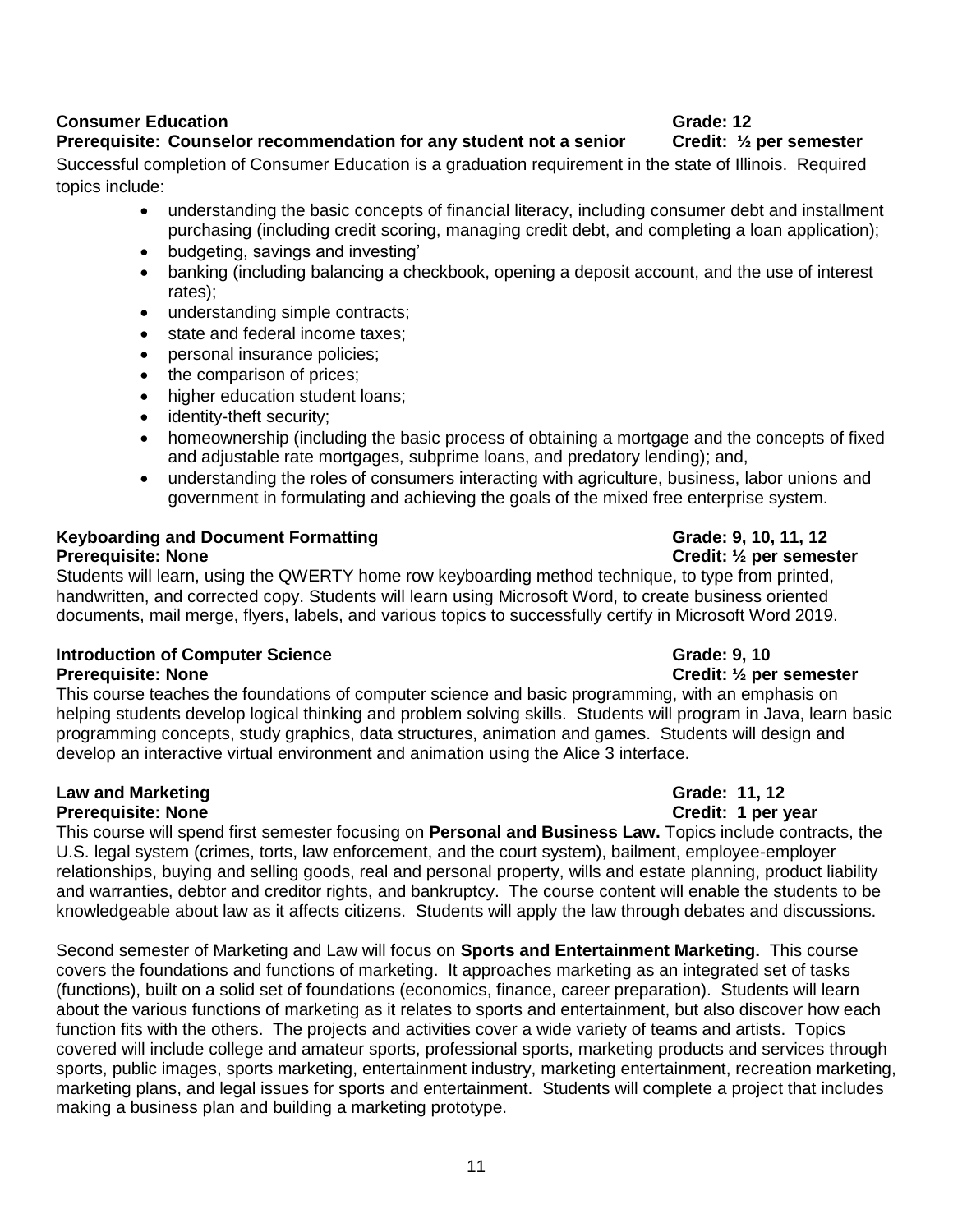**Consumer Education** **Grade: 12**
**Prerequisite: Counselor recommendation for any student not a senior** **Credit: ½ per semester**

Successful completion of Consumer Education is a graduation requirement in the state of Illinois. Required topics include:

- understanding the basic concepts of financial literacy, including consumer debt and installment purchasing (including credit scoring, managing credit debt, and completing a loan application);
- budgeting, savings and investing'
- banking (including balancing a checkbook, opening a deposit account, and the use of interest rates);
- understanding simple contracts;
- state and federal income taxes;
- personal insurance policies;
- the comparison of prices;
- higher education student loans;
- identity-theft security;
- homeownership (including the basic process of obtaining a mortgage and the concepts of fixed and adjustable rate mortgages, subprime loans, and predatory lending); and,
- understanding the roles of consumers interacting with agriculture, business, labor unions and government in formulating and achieving the goals of the mixed free enterprise system.

**Keyboarding and Document Formatting** **Grade: 9, 10, 11, 12**
**Prerequisite: None** **Credit: ½ per semester**

Students will learn, using the QWERTY home row keyboarding method technique, to type from printed, handwritten, and corrected copy. Students will learn using Microsoft Word, to create business oriented documents, mail merge, flyers, labels, and various topics to successfully certify in Microsoft Word 2019.

**Introduction of Computer Science** **Grade: 9, 10**
**Prerequisite: None** **Credit: ½ per semester**

This course teaches the foundations of computer science and basic programming, with an emphasis on helping students develop logical thinking and problem solving skills. Students will program in Java, learn basic programming concepts, study graphics, data structures, animation and games. Students will design and develop an interactive virtual environment and animation using the Alice 3 interface.

**Law and Marketing** **Grade: 11, 12**
**Prerequisite: None** **Credit: 1 per year**

This course will spend first semester focusing on **Personal and Business Law.** Topics include contracts, the U.S. legal system (crimes, torts, law enforcement, and the court system), bailment, employee-employer relationships, buying and selling goods, real and personal property, wills and estate planning, product liability and warranties, debtor and creditor rights, and bankruptcy. The course content will enable the students to be knowledgeable about law as it affects citizens. Students will apply the law through debates and discussions.

Second semester of Marketing and Law will focus on **Sports and Entertainment Marketing.** This course covers the foundations and functions of marketing. It approaches marketing as an integrated set of tasks (functions), built on a solid set of foundations (economics, finance, career preparation). Students will learn about the various functions of marketing as it relates to sports and entertainment, but also discover how each function fits with the others. The projects and activities cover a wide variety of teams and artists. Topics covered will include college and amateur sports, professional sports, marketing products and services through sports, public images, sports marketing, entertainment industry, marketing entertainment, recreation marketing, marketing plans, and legal issues for sports and entertainment. Students will complete a project that includes making a business plan and building a marketing prototype.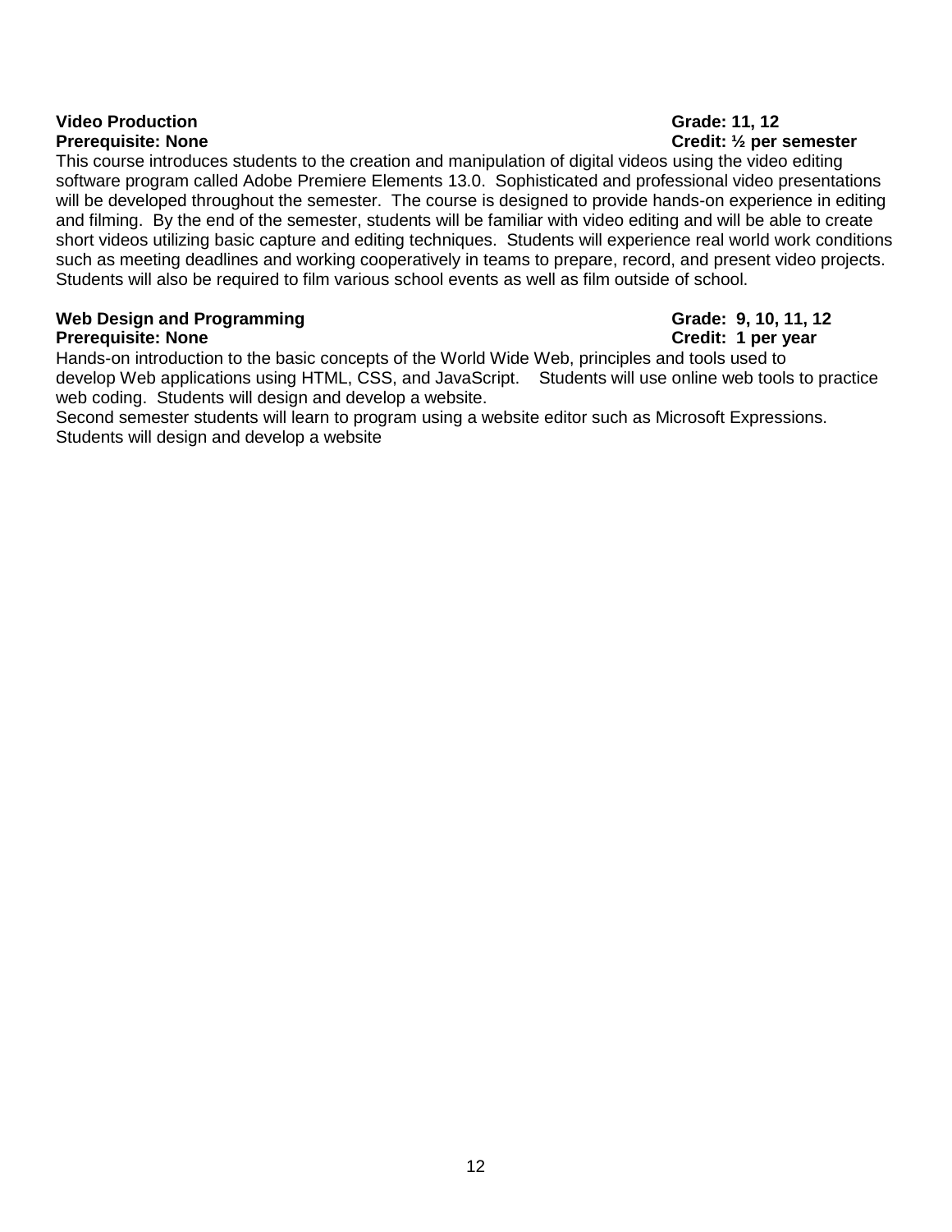**Video Production** **Grade: 11, 12**
**Prerequisite: None** **Credit: ½ per semester**

This course introduces students to the creation and manipulation of digital videos using the video editing software program called Adobe Premiere Elements 13.0. Sophisticated and professional video presentations will be developed throughout the semester. The course is designed to provide hands-on experience in editing and filming. By the end of the semester, students will be familiar with video editing and will be able to create short videos utilizing basic capture and editing techniques. Students will experience real world work conditions such as meeting deadlines and working cooperatively in teams to prepare, record, and present video projects. Students will also be required to film various school events as well as film outside of school.

**Web Design and Programming** **Grade: 9, 10, 11, 12**
**Prerequisite: None** **Credit: 1 per year**

Hands-on introduction to the basic concepts of the World Wide Web, principles and tools used to develop Web applications using HTML, CSS, and JavaScript. Students will use online web tools to practice web coding. Students will design and develop a website.

Second semester students will learn to program using a website editor such as Microsoft Expressions. Students will design and develop a website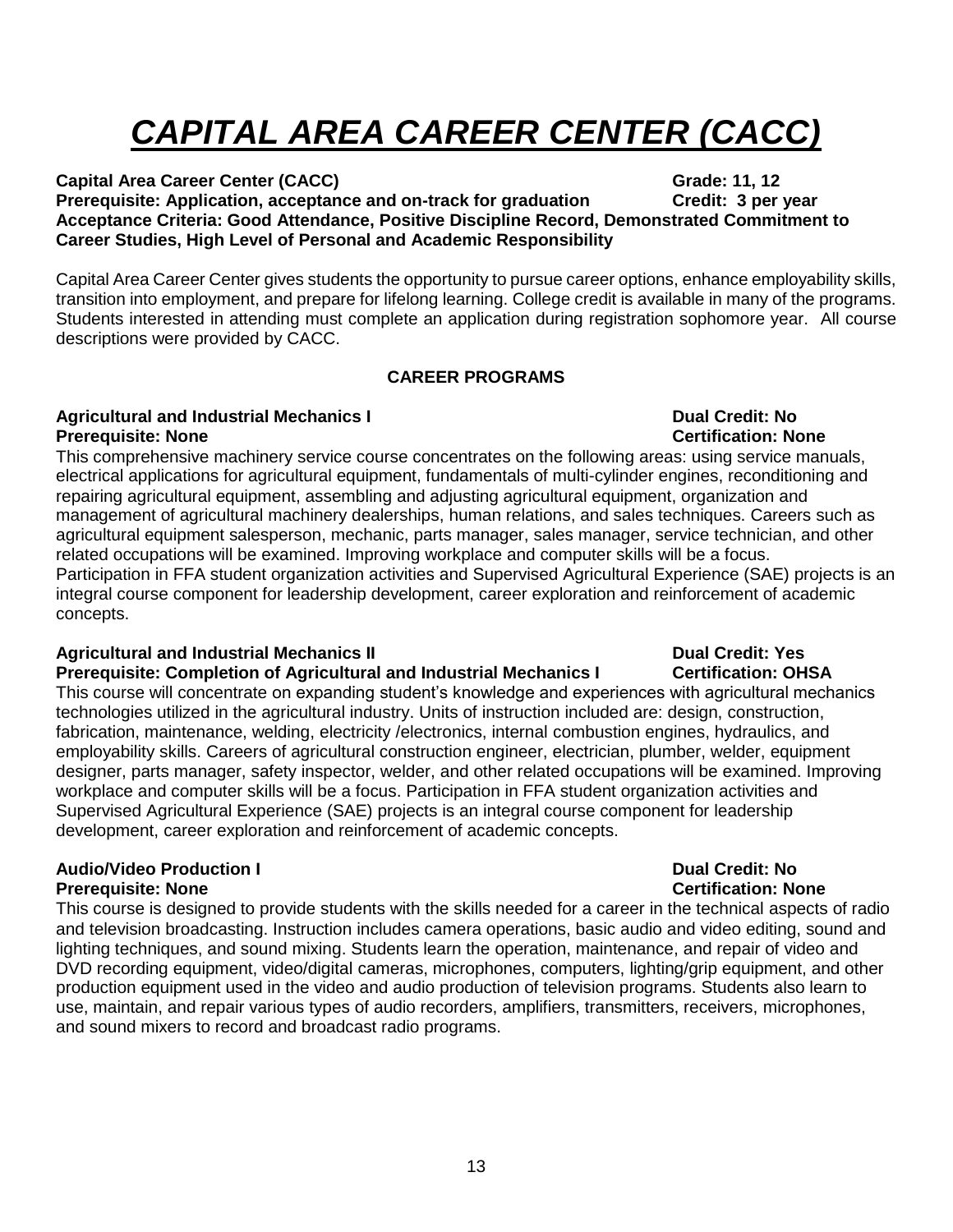# ***CAPITAL AREA CAREER CENTER (CACC)***

**Capital Area Career Center (CACC)** **Grade: 11, 12**
**Prerequisite: Application, acceptance and on-track for graduation** **Credit: 3 per year**
**Acceptance Criteria: Good Attendance, Positive Discipline Record, Demonstrated Commitment to Career Studies, High Level of Personal and Academic Responsibility**

Capital Area Career Center gives students the opportunity to pursue career options, enhance employability skills, transition into employment, and prepare for lifelong learning. College credit is available in many of the programs. Students interested in attending must complete an application during registration sophomore year. All course descriptions were provided by CACC.

## CAREER PROGRAMS

**Agricultural and Industrial Mechanics I** **Dual Credit: No**
**Prerequisite: None** **Certification: None**

This comprehensive machinery service course concentrates on the following areas: using service manuals, electrical applications for agricultural equipment, fundamentals of multi-cylinder engines, reconditioning and repairing agricultural equipment, assembling and adjusting agricultural equipment, organization and management of agricultural machinery dealerships, human relations, and sales techniques. Careers such as agricultural equipment salesperson, mechanic, parts manager, sales manager, service technician, and other related occupations will be examined. Improving workplace and computer skills will be a focus. Participation in FFA student organization activities and Supervised Agricultural Experience (SAE) projects is an integral course component for leadership development, career exploration and reinforcement of academic concepts.

**Agricultural and Industrial Mechanics II** **Dual Credit: Yes**
**Prerequisite: Completion of Agricultural and Industrial Mechanics I** **Certification: OHSA**

This course will concentrate on expanding student's knowledge and experiences with agricultural mechanics technologies utilized in the agricultural industry. Units of instruction included are: design, construction, fabrication, maintenance, welding, electricity /electronics, internal combustion engines, hydraulics, and employability skills. Careers of agricultural construction engineer, electrician, plumber, welder, equipment designer, parts manager, safety inspector, welder, and other related occupations will be examined. Improving workplace and computer skills will be a focus. Participation in FFA student organization activities and Supervised Agricultural Experience (SAE) projects is an integral course component for leadership development, career exploration and reinforcement of academic concepts.

**Audio/Video Production I** **Dual Credit: No**
**Prerequisite: None** **Certification: None**

This course is designed to provide students with the skills needed for a career in the technical aspects of radio and television broadcasting. Instruction includes camera operations, basic audio and video editing, sound and lighting techniques, and sound mixing. Students learn the operation, maintenance, and repair of video and DVD recording equipment, video/digital cameras, microphones, computers, lighting/grip equipment, and other production equipment used in the video and audio production of television programs. Students also learn to use, maintain, and repair various types of audio recorders, amplifiers, transmitters, receivers, microphones, and sound mixers to record and broadcast radio programs.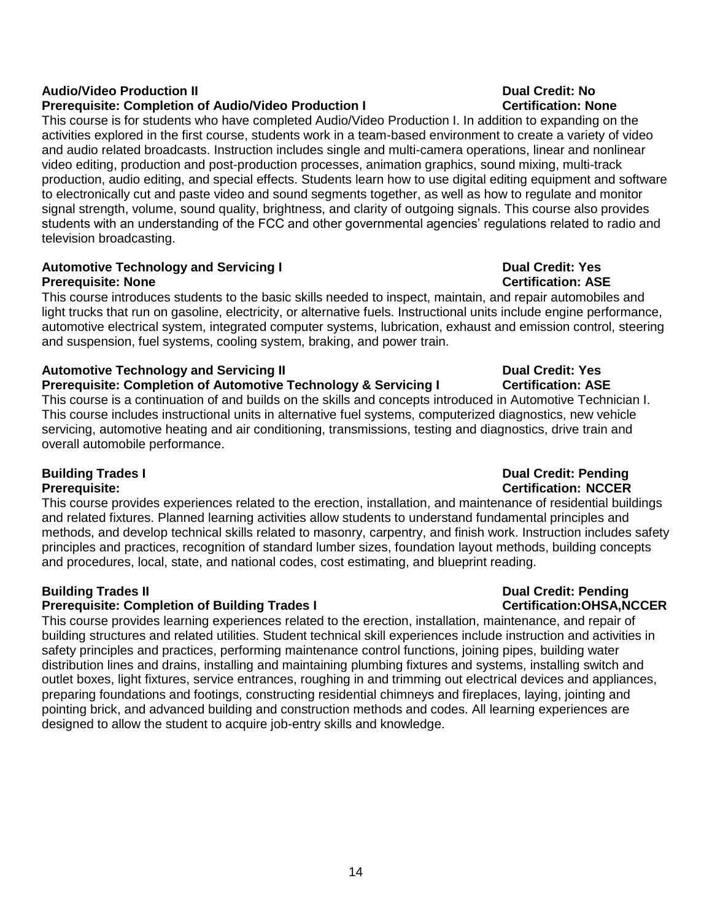**Audio/Video Production II** **Dual Credit: No**
**Prerequisite: Completion of Audio/Video Production I** **Certification: None**

This course is for students who have completed Audio/Video Production I. In addition to expanding on the activities explored in the first course, students work in a team-based environment to create a variety of video and audio related broadcasts. Instruction includes single and multi-camera operations, linear and nonlinear video editing, production and post-production processes, animation graphics, sound mixing, multi-track production, audio editing, and special effects. Students learn how to use digital editing equipment and software to electronically cut and paste video and sound segments together, as well as how to regulate and monitor signal strength, volume, sound quality, brightness, and clarity of outgoing signals. This course also provides students with an understanding of the FCC and other governmental agencies' regulations related to radio and television broadcasting.

**Automotive Technology and Servicing I** **Dual Credit: Yes**
**Prerequisite: None** **Certification: ASE**

This course introduces students to the basic skills needed to inspect, maintain, and repair automobiles and light trucks that run on gasoline, electricity, or alternative fuels. Instructional units include engine performance, automotive electrical system, integrated computer systems, lubrication, exhaust and emission control, steering and suspension, fuel systems, cooling system, braking, and power train.

**Automotive Technology and Servicing II** **Dual Credit: Yes**
**Prerequisite: Completion of Automotive Technology & Servicing I** **Certification: ASE**

This course is a continuation of and builds on the skills and concepts introduced in Automotive Technician I. This course includes instructional units in alternative fuel systems, computerized diagnostics, new vehicle servicing, automotive heating and air conditioning, transmissions, testing and diagnostics, drive train and overall automobile performance.

**Building Trades I** **Dual Credit: Pending**
**Prerequisite:** **Certification: NCCER**

This course provides experiences related to the erection, installation, and maintenance of residential buildings and related fixtures. Planned learning activities allow students to understand fundamental principles and methods, and develop technical skills related to masonry, carpentry, and finish work. Instruction includes safety principles and practices, recognition of standard lumber sizes, foundation layout methods, building concepts and procedures, local, state, and national codes, cost estimating, and blueprint reading.

**Building Trades II** **Dual Credit: Pending**
**Prerequisite: Completion of Building Trades I** **Certification:OHSA,NCCER**

This course provides learning experiences related to the erection, installation, maintenance, and repair of building structures and related utilities. Student technical skill experiences include instruction and activities in safety principles and practices, performing maintenance control functions, joining pipes, building water distribution lines and drains, installing and maintaining plumbing fixtures and systems, installing switch and outlet boxes, light fixtures, service entrances, roughing in and trimming out electrical devices and appliances, preparing foundations and footings, constructing residential chimneys and fireplaces, laying, jointing and pointing brick, and advanced building and construction methods and codes. All learning experiences are designed to allow the student to acquire job-entry skills and knowledge.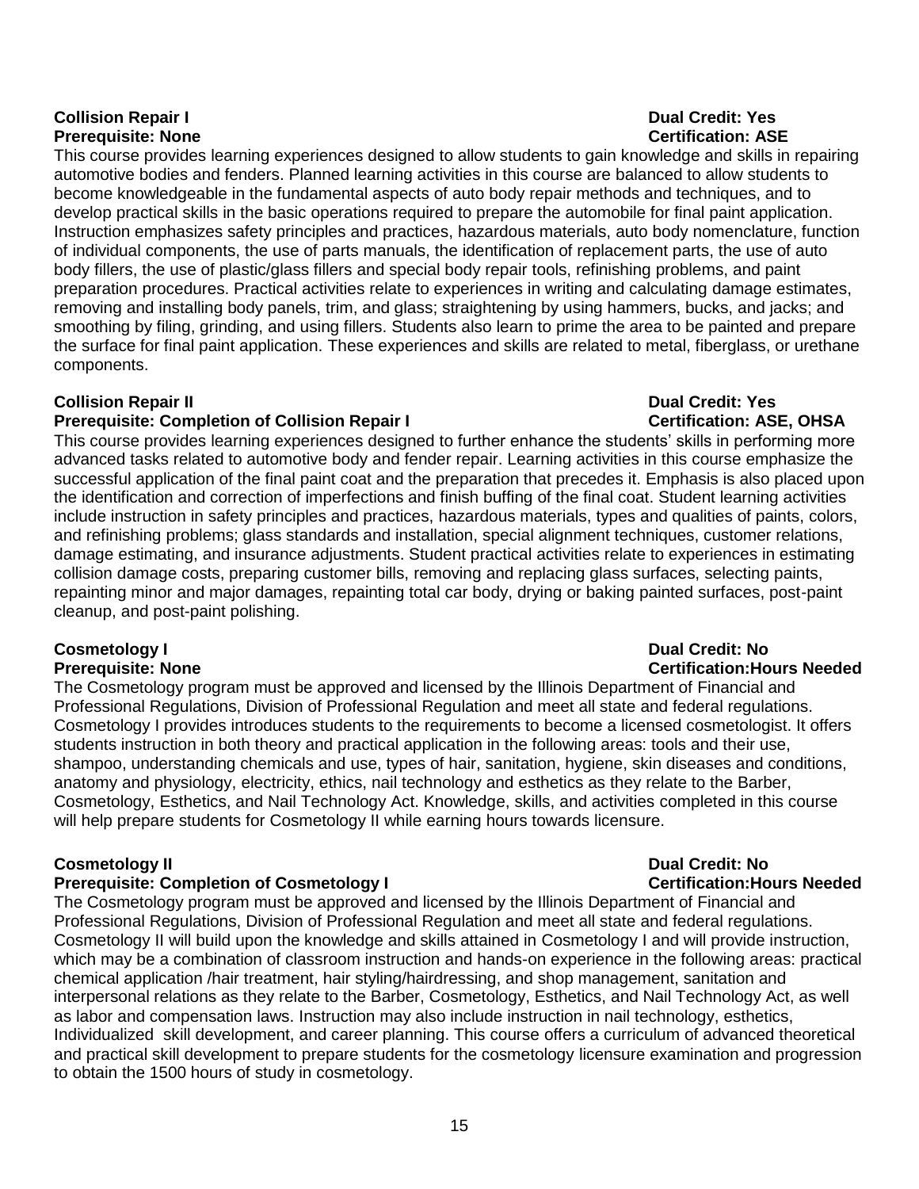**Collision Repair I** — **Dual Credit: Yes**
**Prerequisite: None** — **Certification: ASE**

This course provides learning experiences designed to allow students to gain knowledge and skills in repairing automotive bodies and fenders. Planned learning activities in this course are balanced to allow students to become knowledgeable in the fundamental aspects of auto body repair methods and techniques, and to develop practical skills in the basic operations required to prepare the automobile for final paint application. Instruction emphasizes safety principles and practices, hazardous materials, auto body nomenclature, function of individual components, the use of parts manuals, the identification of replacement parts, the use of auto body fillers, the use of plastic/glass fillers and special body repair tools, refinishing problems, and paint preparation procedures. Practical activities relate to experiences in writing and calculating damage estimates, removing and installing body panels, trim, and glass; straightening by using hammers, bucks, and jacks; and smoothing by filing, grinding, and using fillers. Students also learn to prime the area to be painted and prepare the surface for final paint application. These experiences and skills are related to metal, fiberglass, or urethane components.

**Collision Repair II** — **Dual Credit: Yes**
**Prerequisite: Completion of Collision Repair I** — **Certification: ASE, OHSA**

This course provides learning experiences designed to further enhance the students' skills in performing more advanced tasks related to automotive body and fender repair. Learning activities in this course emphasize the successful application of the final paint coat and the preparation that precedes it. Emphasis is also placed upon the identification and correction of imperfections and finish buffing of the final coat. Student learning activities include instruction in safety principles and practices, hazardous materials, types and qualities of paints, colors, and refinishing problems; glass standards and installation, special alignment techniques, customer relations, damage estimating, and insurance adjustments. Student practical activities relate to experiences in estimating collision damage costs, preparing customer bills, removing and replacing glass surfaces, selecting paints, repainting minor and major damages, repainting total car body, drying or baking painted surfaces, post-paint cleanup, and post-paint polishing.

**Cosmetology I** — **Dual Credit: No**
**Prerequisite: None** — **Certification:Hours Needed**

The Cosmetology program must be approved and licensed by the Illinois Department of Financial and Professional Regulations, Division of Professional Regulation and meet all state and federal regulations. Cosmetology I provides introduces students to the requirements to become a licensed cosmetologist. It offers students instruction in both theory and practical application in the following areas: tools and their use, shampoo, understanding chemicals and use, types of hair, sanitation, hygiene, skin diseases and conditions, anatomy and physiology, electricity, ethics, nail technology and esthetics as they relate to the Barber, Cosmetology, Esthetics, and Nail Technology Act. Knowledge, skills, and activities completed in this course will help prepare students for Cosmetology II while earning hours towards licensure.

**Cosmetology II** — **Dual Credit: No**
**Prerequisite: Completion of Cosmetology I** — **Certification:Hours Needed**

The Cosmetology program must be approved and licensed by the Illinois Department of Financial and Professional Regulations, Division of Professional Regulation and meet all state and federal regulations. Cosmetology II will build upon the knowledge and skills attained in Cosmetology I and will provide instruction, which may be a combination of classroom instruction and hands-on experience in the following areas: practical chemical application /hair treatment, hair styling/hairdressing, and shop management, sanitation and interpersonal relations as they relate to the Barber, Cosmetology, Esthetics, and Nail Technology Act, as well as labor and compensation laws. Instruction may also include instruction in nail technology, esthetics, Individualized skill development, and career planning. This course offers a curriculum of advanced theoretical and practical skill development to prepare students for the cosmetology licensure examination and progression to obtain the 1500 hours of study in cosmetology.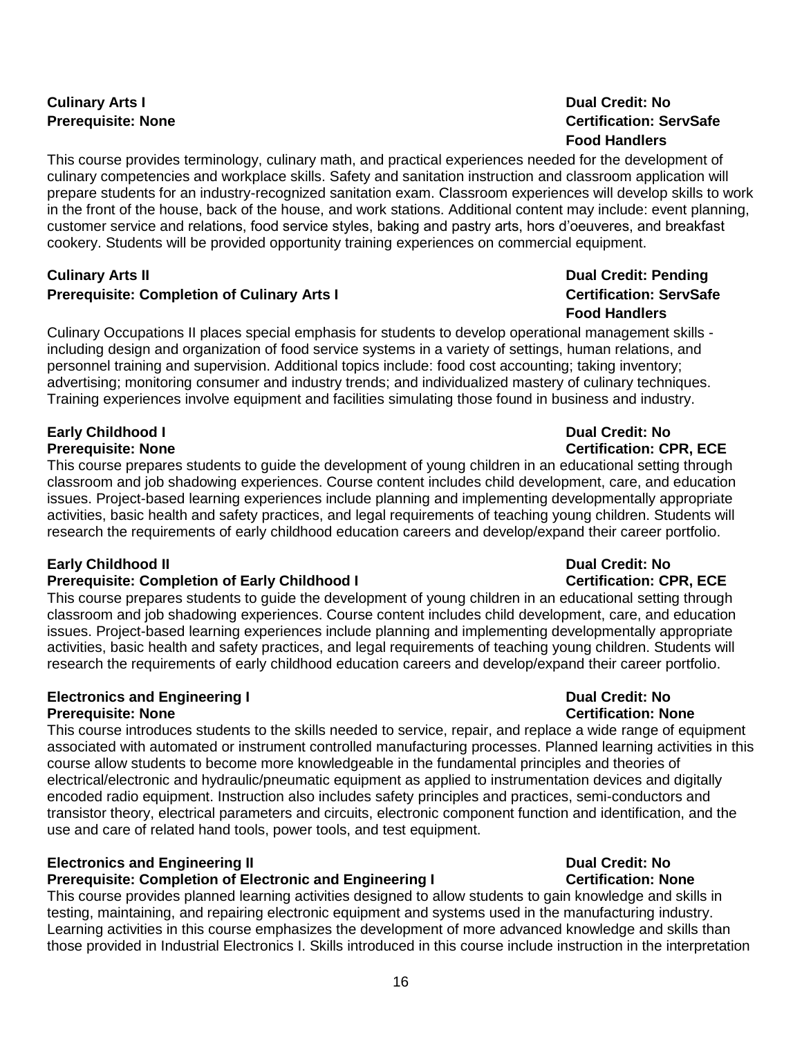**Culinary Arts I** **Dual Credit: No**
**Prerequisite: None** **Certification: ServSafe Food Handlers**

This course provides terminology, culinary math, and practical experiences needed for the development of culinary competencies and workplace skills. Safety and sanitation instruction and classroom application will prepare students for an industry-recognized sanitation exam. Classroom experiences will develop skills to work in the front of the house, back of the house, and work stations. Additional content may include: event planning, customer service and relations, food service styles, baking and pastry arts, hors d'oeuveres, and breakfast cookery. Students will be provided opportunity training experiences on commercial equipment.

**Culinary Arts II** **Dual Credit: Pending**
**Prerequisite: Completion of Culinary Arts I** **Certification: ServSafe Food Handlers**

Culinary Occupations II places special emphasis for students to develop operational management skills - including design and organization of food service systems in a variety of settings, human relations, and personnel training and supervision. Additional topics include: food cost accounting; taking inventory; advertising; monitoring consumer and industry trends; and individualized mastery of culinary techniques. Training experiences involve equipment and facilities simulating those found in business and industry.

**Early Childhood I** **Dual Credit: No**
**Prerequisite: None** **Certification: CPR, ECE**

This course prepares students to guide the development of young children in an educational setting through classroom and job shadowing experiences. Course content includes child development, care, and education issues. Project-based learning experiences include planning and implementing developmentally appropriate activities, basic health and safety practices, and legal requirements of teaching young children. Students will research the requirements of early childhood education careers and develop/expand their career portfolio.

**Early Childhood II** **Dual Credit: No**
**Prerequisite: Completion of Early Childhood I** **Certification: CPR, ECE**

This course prepares students to guide the development of young children in an educational setting through classroom and job shadowing experiences. Course content includes child development, care, and education issues. Project-based learning experiences include planning and implementing developmentally appropriate activities, basic health and safety practices, and legal requirements of teaching young children. Students will research the requirements of early childhood education careers and develop/expand their career portfolio.

**Electronics and Engineering I** **Dual Credit: No**
**Prerequisite: None** **Certification: None**

This course introduces students to the skills needed to service, repair, and replace a wide range of equipment associated with automated or instrument controlled manufacturing processes. Planned learning activities in this course allow students to become more knowledgeable in the fundamental principles and theories of electrical/electronic and hydraulic/pneumatic equipment as applied to instrumentation devices and digitally encoded radio equipment. Instruction also includes safety principles and practices, semi-conductors and transistor theory, electrical parameters and circuits, electronic component function and identification, and the use and care of related hand tools, power tools, and test equipment.

**Electronics and Engineering II** **Dual Credit: No**
**Prerequisite: Completion of Electronic and Engineering I** **Certification: None**

This course provides planned learning activities designed to allow students to gain knowledge and skills in testing, maintaining, and repairing electronic equipment and systems used in the manufacturing industry. Learning activities in this course emphasizes the development of more advanced knowledge and skills than those provided in Industrial Electronics I. Skills introduced in this course include instruction in the interpretation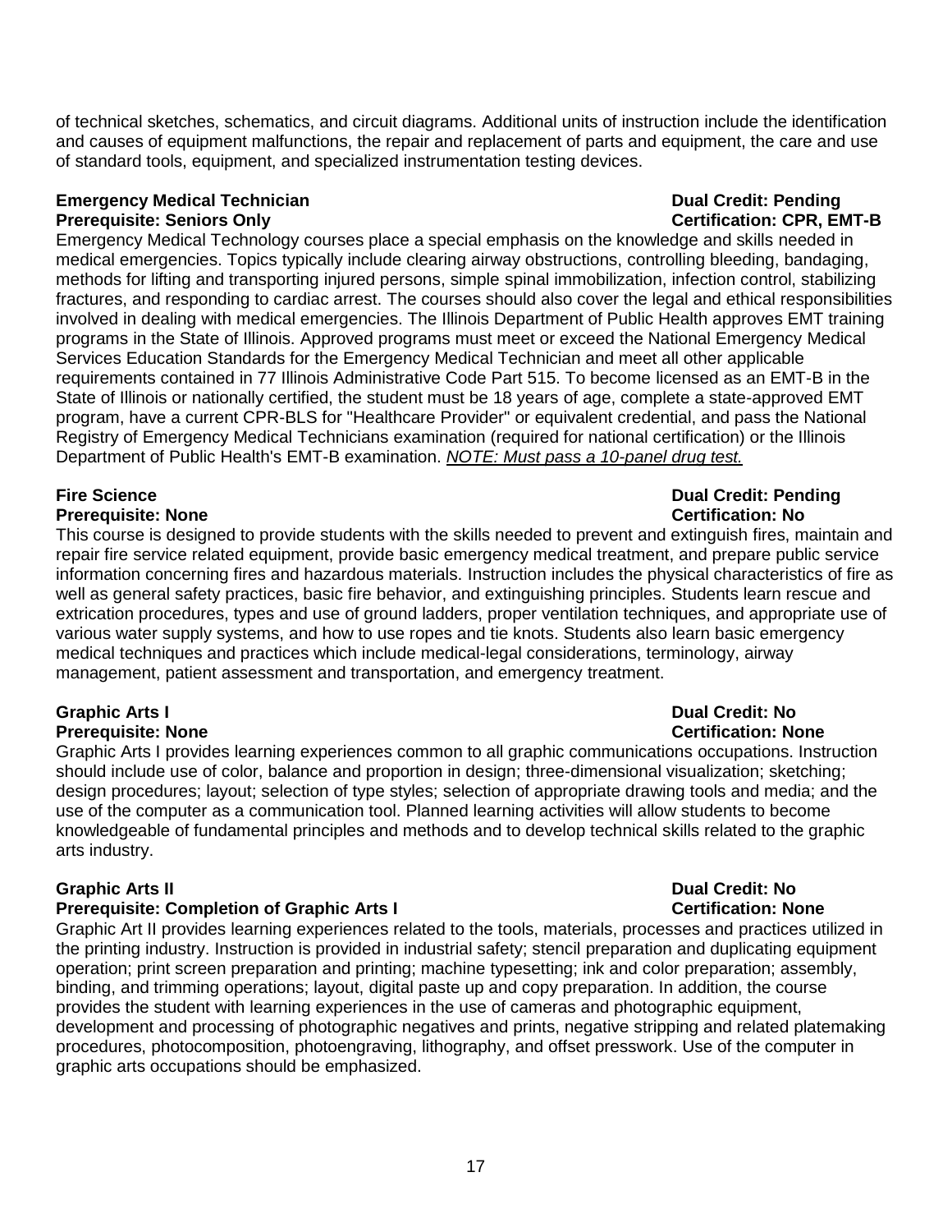of technical sketches, schematics, and circuit diagrams. Additional units of instruction include the identification and causes of equipment malfunctions, the repair and replacement of parts and equipment, the care and use of standard tools, equipment, and specialized instrumentation testing devices.

**Emergency Medical Technician** **Dual Credit: Pending**
**Prerequisite: Seniors Only** **Certification: CPR, EMT-B**

Emergency Medical Technology courses place a special emphasis on the knowledge and skills needed in medical emergencies. Topics typically include clearing airway obstructions, controlling bleeding, bandaging, methods for lifting and transporting injured persons, simple spinal immobilization, infection control, stabilizing fractures, and responding to cardiac arrest. The courses should also cover the legal and ethical responsibilities involved in dealing with medical emergencies. The Illinois Department of Public Health approves EMT training programs in the State of Illinois. Approved programs must meet or exceed the National Emergency Medical Services Education Standards for the Emergency Medical Technician and meet all other applicable requirements contained in 77 Illinois Administrative Code Part 515. To become licensed as an EMT-B in the State of Illinois or nationally certified, the student must be 18 years of age, complete a state-approved EMT program, have a current CPR-BLS for "Healthcare Provider" or equivalent credential, and pass the National Registry of Emergency Medical Technicians examination (required for national certification) or the Illinois Department of Public Health's EMT-B examination. *NOTE: Must pass a 10-panel drug test.*

**Fire Science** **Dual Credit: Pending**
**Prerequisite: None** **Certification: No**

This course is designed to provide students with the skills needed to prevent and extinguish fires, maintain and repair fire service related equipment, provide basic emergency medical treatment, and prepare public service information concerning fires and hazardous materials. Instruction includes the physical characteristics of fire as well as general safety practices, basic fire behavior, and extinguishing principles. Students learn rescue and extrication procedures, types and use of ground ladders, proper ventilation techniques, and appropriate use of various water supply systems, and how to use ropes and tie knots. Students also learn basic emergency medical techniques and practices which include medical-legal considerations, terminology, airway management, patient assessment and transportation, and emergency treatment.

**Graphic Arts I** **Dual Credit: No**
**Prerequisite: None** **Certification: None**

Graphic Arts I provides learning experiences common to all graphic communications occupations. Instruction should include use of color, balance and proportion in design; three-dimensional visualization; sketching; design procedures; layout; selection of type styles; selection of appropriate drawing tools and media; and the use of the computer as a communication tool. Planned learning activities will allow students to become knowledgeable of fundamental principles and methods and to develop technical skills related to the graphic arts industry.

**Graphic Arts II** **Dual Credit: No**
**Prerequisite: Completion of Graphic Arts I** **Certification: None**

Graphic Art II provides learning experiences related to the tools, materials, processes and practices utilized in the printing industry. Instruction is provided in industrial safety; stencil preparation and duplicating equipment operation; print screen preparation and printing; machine typesetting; ink and color preparation; assembly, binding, and trimming operations; layout, digital paste up and copy preparation. In addition, the course provides the student with learning experiences in the use of cameras and photographic equipment, development and processing of photographic negatives and prints, negative stripping and related platemaking procedures, photocomposition, photoengraving, lithography, and offset presswork. Use of the computer in graphic arts occupations should be emphasized.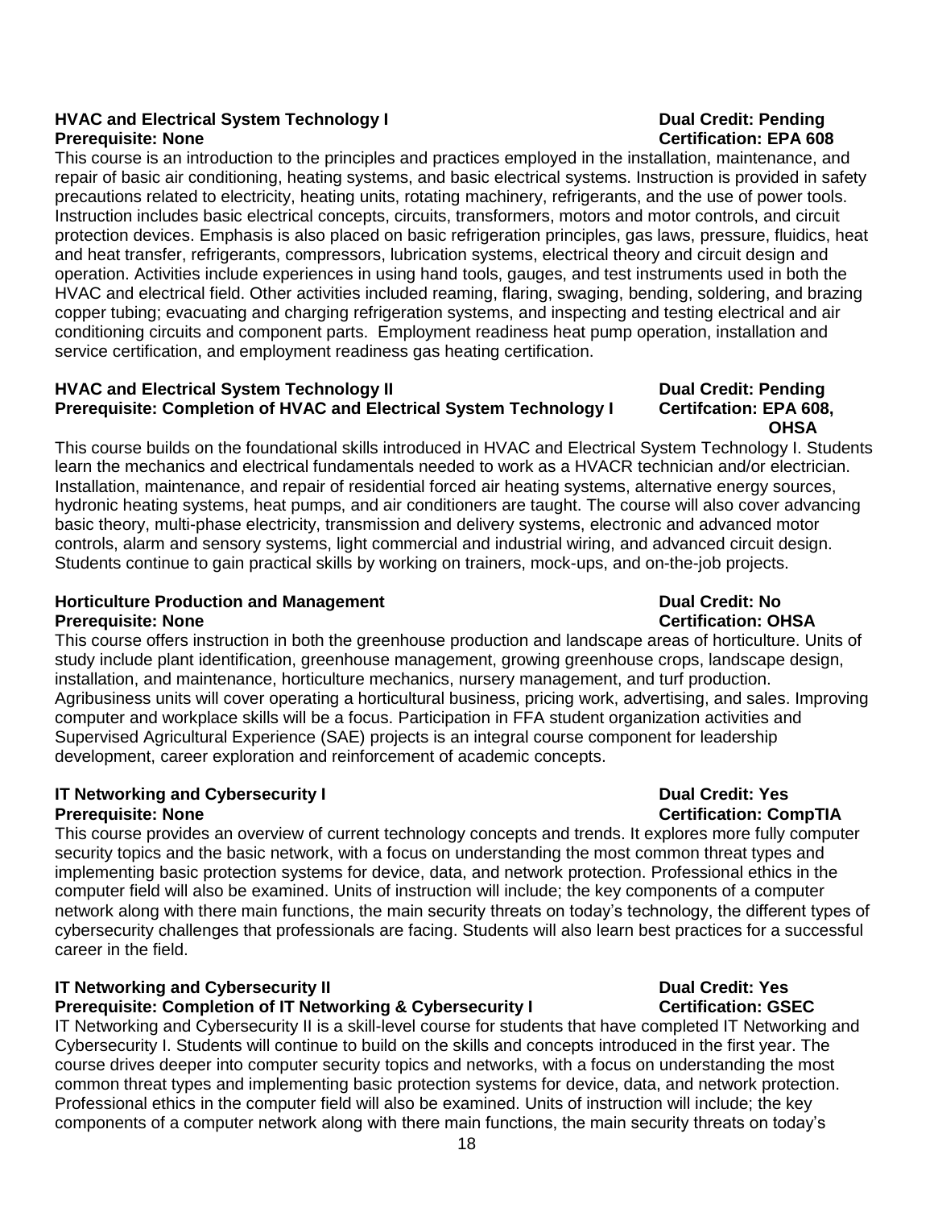**HVAC and Electrical System Technology I** **Dual Credit: Pending**
**Prerequisite: None** **Certification: EPA 608**

This course is an introduction to the principles and practices employed in the installation, maintenance, and repair of basic air conditioning, heating systems, and basic electrical systems. Instruction is provided in safety precautions related to electricity, heating units, rotating machinery, refrigerants, and the use of power tools. Instruction includes basic electrical concepts, circuits, transformers, motors and motor controls, and circuit protection devices. Emphasis is also placed on basic refrigeration principles, gas laws, pressure, fluidics, heat and heat transfer, refrigerants, compressors, lubrication systems, electrical theory and circuit design and operation. Activities include experiences in using hand tools, gauges, and test instruments used in both the HVAC and electrical field. Other activities included reaming, flaring, swaging, bending, soldering, and brazing copper tubing; evacuating and charging refrigeration systems, and inspecting and testing electrical and air conditioning circuits and component parts. Employment readiness heat pump operation, installation and service certification, and employment readiness gas heating certification.

**HVAC and Electrical System Technology II** **Dual Credit: Pending**
**Prerequisite: Completion of HVAC and Electrical System Technology I** **Certifcation: EPA 608, OHSA**

This course builds on the foundational skills introduced in HVAC and Electrical System Technology I. Students learn the mechanics and electrical fundamentals needed to work as a HVACR technician and/or electrician. Installation, maintenance, and repair of residential forced air heating systems, alternative energy sources, hydronic heating systems, heat pumps, and air conditioners are taught. The course will also cover advancing basic theory, multi-phase electricity, transmission and delivery systems, electronic and advanced motor controls, alarm and sensory systems, light commercial and industrial wiring, and advanced circuit design. Students continue to gain practical skills by working on trainers, mock-ups, and on-the-job projects.

**Horticulture Production and Management** **Dual Credit: No**
**Prerequisite: None** **Certification: OHSA**

This course offers instruction in both the greenhouse production and landscape areas of horticulture. Units of study include plant identification, greenhouse management, growing greenhouse crops, landscape design, installation, and maintenance, horticulture mechanics, nursery management, and turf production. Agribusiness units will cover operating a horticultural business, pricing work, advertising, and sales. Improving computer and workplace skills will be a focus. Participation in FFA student organization activities and Supervised Agricultural Experience (SAE) projects is an integral course component for leadership development, career exploration and reinforcement of academic concepts.

**IT Networking and Cybersecurity I** **Dual Credit: Yes**
**Prerequisite: None** **Certification: CompTIA**

This course provides an overview of current technology concepts and trends. It explores more fully computer security topics and the basic network, with a focus on understanding the most common threat types and implementing basic protection systems for device, data, and network protection. Professional ethics in the computer field will also be examined. Units of instruction will include; the key components of a computer network along with there main functions, the main security threats on today's technology, the different types of cybersecurity challenges that professionals are facing. Students will also learn best practices for a successful career in the field.

**IT Networking and Cybersecurity II** **Dual Credit: Yes**
**Prerequisite: Completion of IT Networking & Cybersecurity I** **Certification: GSEC**

IT Networking and Cybersecurity II is a skill-level course for students that have completed IT Networking and Cybersecurity I. Students will continue to build on the skills and concepts introduced in the first year. The course drives deeper into computer security topics and networks, with a focus on understanding the most common threat types and implementing basic protection systems for device, data, and network protection. Professional ethics in the computer field will also be examined. Units of instruction will include; the key components of a computer network along with there main functions, the main security threats on today's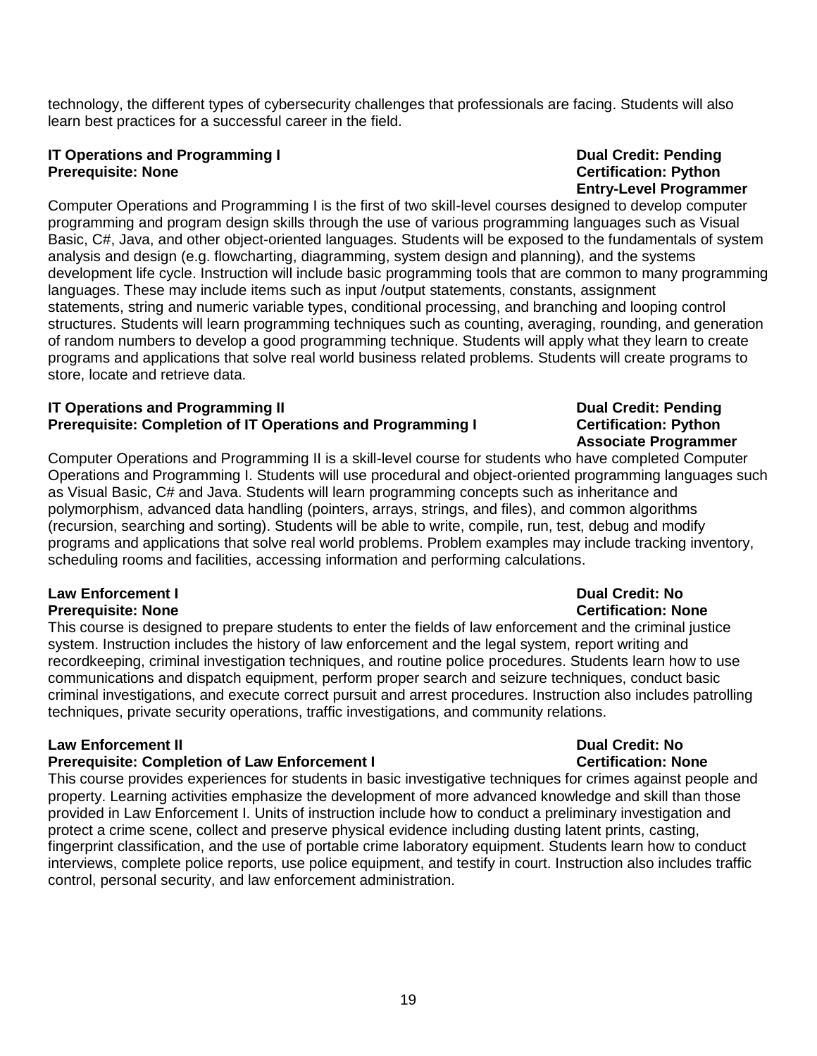technology, the different types of cybersecurity challenges that professionals are facing. Students will also learn best practices for a successful career in the field.

**IT Operations and Programming I** | **Dual Credit: Pending**
**Prerequisite: None** | **Certification: Python Entry-Level Programmer**

Computer Operations and Programming I is the first of two skill-level courses designed to develop computer programming and program design skills through the use of various programming languages such as Visual Basic, C#, Java, and other object-oriented languages. Students will be exposed to the fundamentals of system analysis and design (e.g. flowcharting, diagramming, system design and planning), and the systems development life cycle. Instruction will include basic programming tools that are common to many programming languages. These may include items such as input /output statements, constants, assignment statements, string and numeric variable types, conditional processing, and branching and looping control structures. Students will learn programming techniques such as counting, averaging, rounding, and generation of random numbers to develop a good programming technique. Students will apply what they learn to create programs and applications that solve real world business related problems. Students will create programs to store, locate and retrieve data.

**IT Operations and Programming II** | **Dual Credit: Pending**
**Prerequisite: Completion of IT Operations and Programming I** | **Certification: Python Associate Programmer**

Computer Operations and Programming II is a skill-level course for students who have completed Computer Operations and Programming I. Students will use procedural and object-oriented programming languages such as Visual Basic, C# and Java. Students will learn programming concepts such as inheritance and polymorphism, advanced data handling (pointers, arrays, strings, and files), and common algorithms (recursion, searching and sorting). Students will be able to write, compile, run, test, debug and modify programs and applications that solve real world problems. Problem examples may include tracking inventory, scheduling rooms and facilities, accessing information and performing calculations.

**Law Enforcement I** | **Dual Credit: No**
**Prerequisite: None** | **Certification: None**

This course is designed to prepare students to enter the fields of law enforcement and the criminal justice system. Instruction includes the history of law enforcement and the legal system, report writing and recordkeeping, criminal investigation techniques, and routine police procedures. Students learn how to use communications and dispatch equipment, perform proper search and seizure techniques, conduct basic criminal investigations, and execute correct pursuit and arrest procedures. Instruction also includes patrolling techniques, private security operations, traffic investigations, and community relations.

**Law Enforcement II** | **Dual Credit: No**
**Prerequisite: Completion of Law Enforcement I** | **Certification: None**

This course provides experiences for students in basic investigative techniques for crimes against people and property. Learning activities emphasize the development of more advanced knowledge and skill than those provided in Law Enforcement I. Units of instruction include how to conduct a preliminary investigation and protect a crime scene, collect and preserve physical evidence including dusting latent prints, casting, fingerprint classification, and the use of portable crime laboratory equipment. Students learn how to conduct interviews, complete police reports, use police equipment, and testify in court. Instruction also includes traffic control, personal security, and law enforcement administration.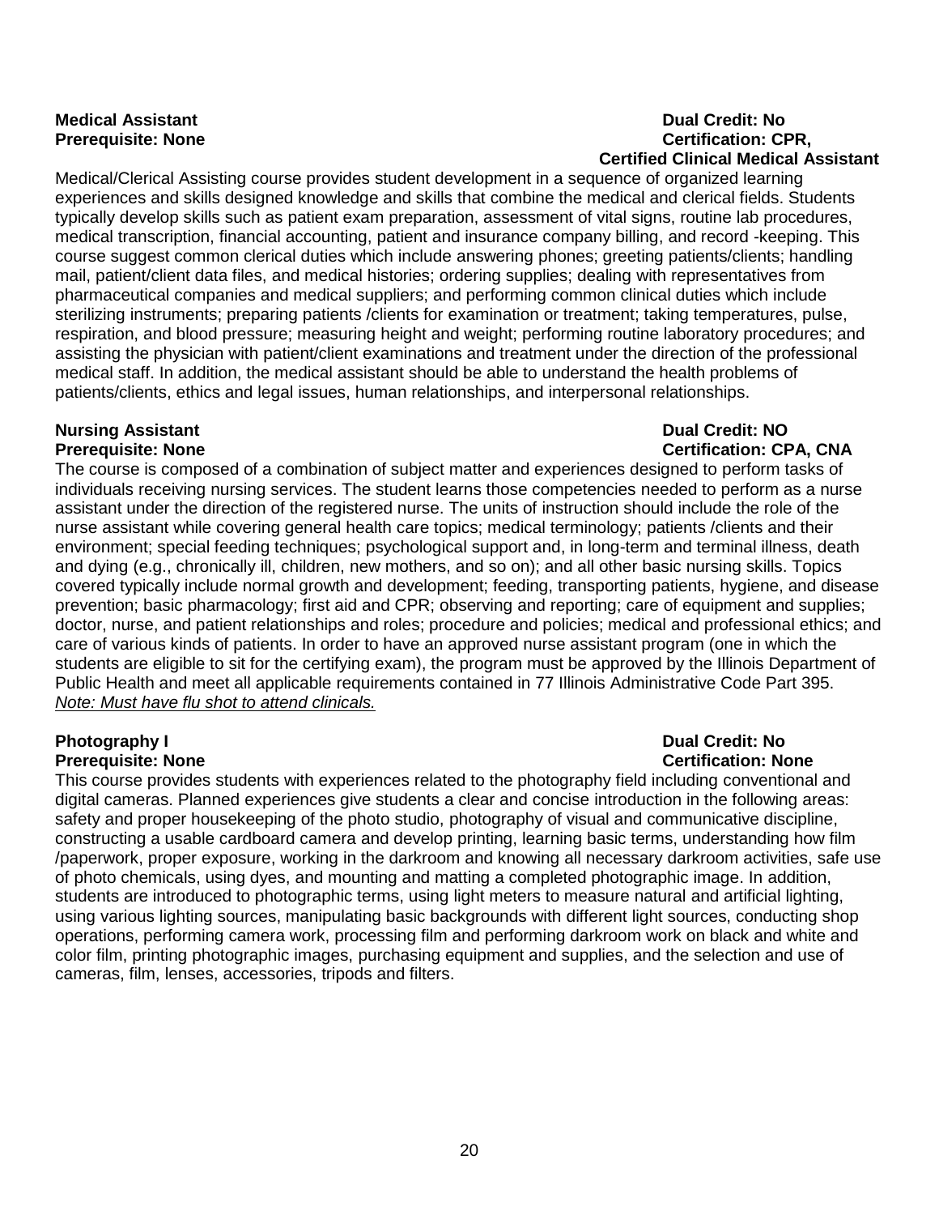**Medical Assistant** **Dual Credit: No**
**Prerequisite: None** **Certification: CPR, Certified Clinical Medical Assistant**

Medical/Clerical Assisting course provides student development in a sequence of organized learning experiences and skills designed knowledge and skills that combine the medical and clerical fields. Students typically develop skills such as patient exam preparation, assessment of vital signs, routine lab procedures, medical transcription, financial accounting, patient and insurance company billing, and record -keeping. This course suggest common clerical duties which include answering phones; greeting patients/clients; handling mail, patient/client data files, and medical histories; ordering supplies; dealing with representatives from pharmaceutical companies and medical suppliers; and performing common clinical duties which include sterilizing instruments; preparing patients /clients for examination or treatment; taking temperatures, pulse, respiration, and blood pressure; measuring height and weight; performing routine laboratory procedures; and assisting the physician with patient/client examinations and treatment under the direction of the professional medical staff. In addition, the medical assistant should be able to understand the health problems of patients/clients, ethics and legal issues, human relationships, and interpersonal relationships.

**Nursing Assistant** **Dual Credit: NO**
**Prerequisite: None** **Certification: CPA, CNA**

The course is composed of a combination of subject matter and experiences designed to perform tasks of individuals receiving nursing services. The student learns those competencies needed to perform as a nurse assistant under the direction of the registered nurse. The units of instruction should include the role of the nurse assistant while covering general health care topics; medical terminology; patients /clients and their environment; special feeding techniques; psychological support and, in long-term and terminal illness, death and dying (e.g., chronically ill, children, new mothers, and so on); and all other basic nursing skills. Topics covered typically include normal growth and development; feeding, transporting patients, hygiene, and disease prevention; basic pharmacology; first aid and CPR; observing and reporting; care of equipment and supplies; doctor, nurse, and patient relationships and roles; procedure and policies; medical and professional ethics; and care of various kinds of patients. In order to have an approved nurse assistant program (one in which the students are eligible to sit for the certifying exam), the program must be approved by the Illinois Department of Public Health and meet all applicable requirements contained in 77 Illinois Administrative Code Part 395.
<u>*Note: Must have flu shot to attend clinicals.*</u>

**Photography I** **Dual Credit: No**
**Prerequisite: None** **Certification: None**

This course provides students with experiences related to the photography field including conventional and digital cameras. Planned experiences give students a clear and concise introduction in the following areas: safety and proper housekeeping of the photo studio, photography of visual and communicative discipline, constructing a usable cardboard camera and develop printing, learning basic terms, understanding how film /paperwork, proper exposure, working in the darkroom and knowing all necessary darkroom activities, safe use of photo chemicals, using dyes, and mounting and matting a completed photographic image. In addition, students are introduced to photographic terms, using light meters to measure natural and artificial lighting, using various lighting sources, manipulating basic backgrounds with different light sources, conducting shop operations, performing camera work, processing film and performing darkroom work on black and white and color film, printing photographic images, purchasing equipment and supplies, and the selection and use of cameras, film, lenses, accessories, tripods and filters.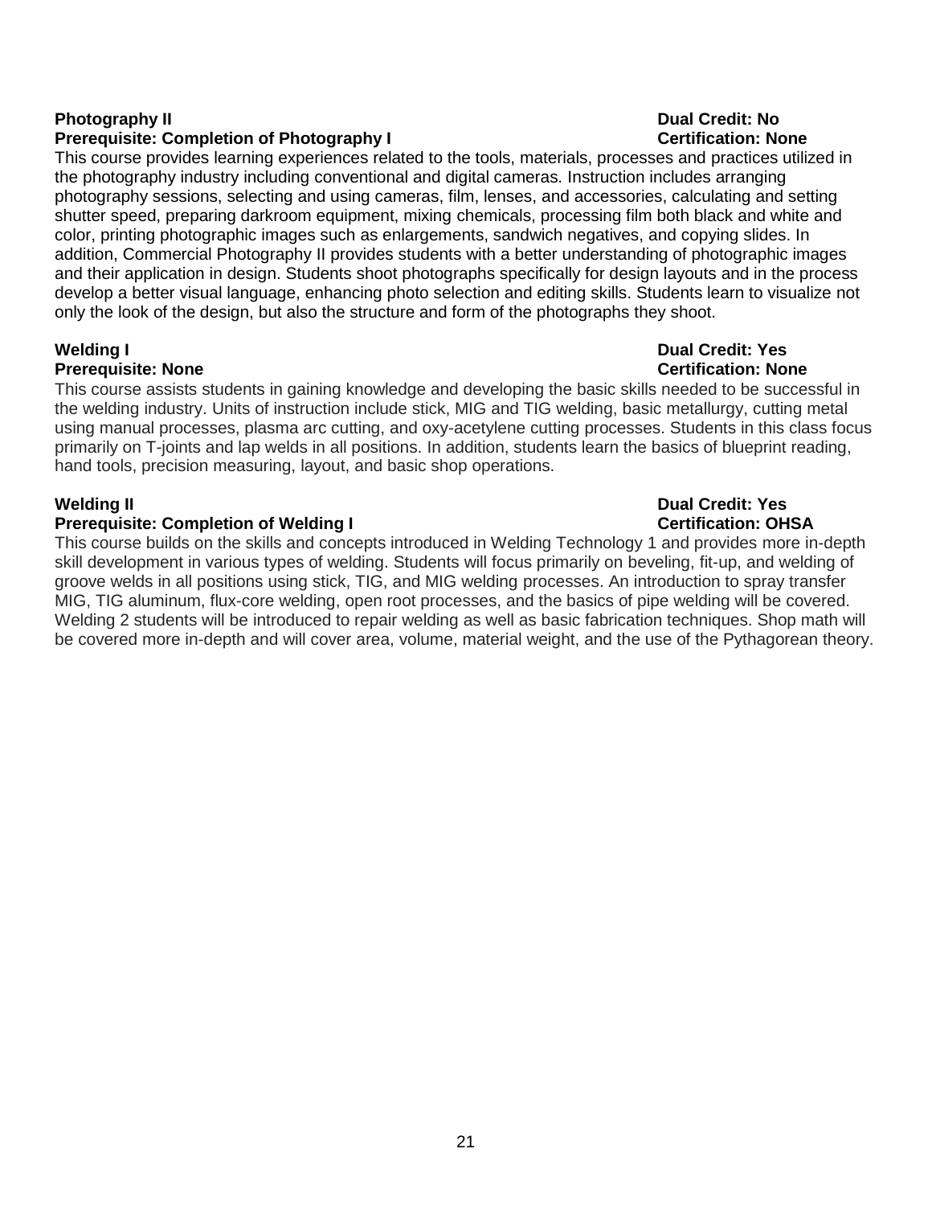**Photography II** **Dual Credit: No**
**Prerequisite: Completion of Photography I** **Certification: None**

This course provides learning experiences related to the tools, materials, processes and practices utilized in the photography industry including conventional and digital cameras. Instruction includes arranging photography sessions, selecting and using cameras, film, lenses, and accessories, calculating and setting shutter speed, preparing darkroom equipment, mixing chemicals, processing film both black and white and color, printing photographic images such as enlargements, sandwich negatives, and copying slides. In addition, Commercial Photography II provides students with a better understanding of photographic images and their application in design. Students shoot photographs specifically for design layouts and in the process develop a better visual language, enhancing photo selection and editing skills. Students learn to visualize not only the look of the design, but also the structure and form of the photographs they shoot.

**Welding I** **Dual Credit: Yes**
**Prerequisite: None** **Certification: None**

This course assists students in gaining knowledge and developing the basic skills needed to be successful in the welding industry. Units of instruction include stick, MIG and TIG welding, basic metallurgy, cutting metal using manual processes, plasma arc cutting, and oxy-acetylene cutting processes. Students in this class focus primarily on T-joints and lap welds in all positions. In addition, students learn the basics of blueprint reading, hand tools, precision measuring, layout, and basic shop operations.

**Welding II** **Dual Credit: Yes**
**Prerequisite: Completion of Welding I** **Certification: OHSA**

This course builds on the skills and concepts introduced in Welding Technology 1 and provides more in-depth skill development in various types of welding. Students will focus primarily on beveling, fit-up, and welding of groove welds in all positions using stick, TIG, and MIG welding processes. An introduction to spray transfer MIG, TIG aluminum, flux-core welding, open root processes, and the basics of pipe welding will be covered. Welding 2 students will be introduced to repair welding as well as basic fabrication techniques. Shop math will be covered more in-depth and will cover area, volume, material weight, and the use of the Pythagorean theory.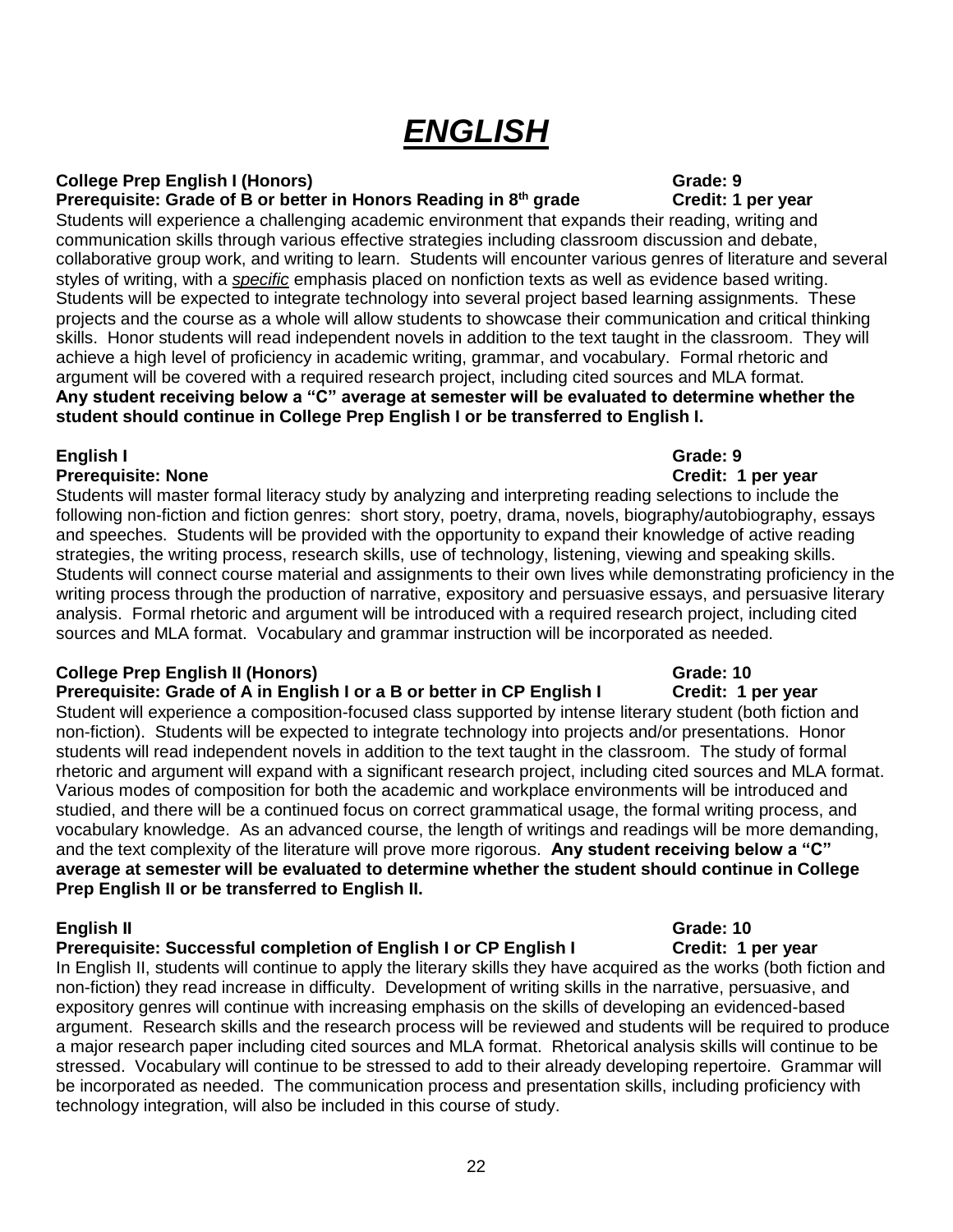# ***ENGLISH***

**College Prep English I (Honors)** **Grade: 9**
**Prerequisite: Grade of B or better in Honors Reading in 8th grade** **Credit: 1 per year**

Students will experience a challenging academic environment that expands their reading, writing and communication skills through various effective strategies including classroom discussion and debate, collaborative group work, and writing to learn. Students will encounter various genres of literature and several styles of writing, with a *specific* emphasis placed on nonfiction texts as well as evidence based writing. Students will be expected to integrate technology into several project based learning assignments. These projects and the course as a whole will allow students to showcase their communication and critical thinking skills. Honor students will read independent novels in addition to the text taught in the classroom. They will achieve a high level of proficiency in academic writing, grammar, and vocabulary. Formal rhetoric and argument will be covered with a required research project, including cited sources and MLA format. **Any student receiving below a "C" average at semester will be evaluated to determine whether the student should continue in College Prep English I or be transferred to English I.**

**English I** **Grade: 9**
**Prerequisite: None** **Credit: 1 per year**

Students will master formal literacy study by analyzing and interpreting reading selections to include the following non-fiction and fiction genres: short story, poetry, drama, novels, biography/autobiography, essays and speeches. Students will be provided with the opportunity to expand their knowledge of active reading strategies, the writing process, research skills, use of technology, listening, viewing and speaking skills. Students will connect course material and assignments to their own lives while demonstrating proficiency in the writing process through the production of narrative, expository and persuasive essays, and persuasive literary analysis. Formal rhetoric and argument will be introduced with a required research project, including cited sources and MLA format. Vocabulary and grammar instruction will be incorporated as needed.

**College Prep English II (Honors)** **Grade: 10**
**Prerequisite: Grade of A in English I or a B or better in CP English I** **Credit: 1 per year**

Student will experience a composition-focused class supported by intense literary student (both fiction and non-fiction). Students will be expected to integrate technology into projects and/or presentations. Honor students will read independent novels in addition to the text taught in the classroom. The study of formal rhetoric and argument will expand with a significant research project, including cited sources and MLA format. Various modes of composition for both the academic and workplace environments will be introduced and studied, and there will be a continued focus on correct grammatical usage, the formal writing process, and vocabulary knowledge. As an advanced course, the length of writings and readings will be more demanding, and the text complexity of the literature will prove more rigorous. **Any student receiving below a "C" average at semester will be evaluated to determine whether the student should continue in College Prep English II or be transferred to English II.**

**English II** **Grade: 10**
**Prerequisite: Successful completion of English I or CP English I** **Credit: 1 per year**

In English II, students will continue to apply the literary skills they have acquired as the works (both fiction and non-fiction) they read increase in difficulty. Development of writing skills in the narrative, persuasive, and expository genres will continue with increasing emphasis on the skills of developing an evidenced-based argument. Research skills and the research process will be reviewed and students will be required to produce a major research paper including cited sources and MLA format. Rhetorical analysis skills will continue to be stressed. Vocabulary will continue to be stressed to add to their already developing repertoire. Grammar will be incorporated as needed. The communication process and presentation skills, including proficiency with technology integration, will also be included in this course of study.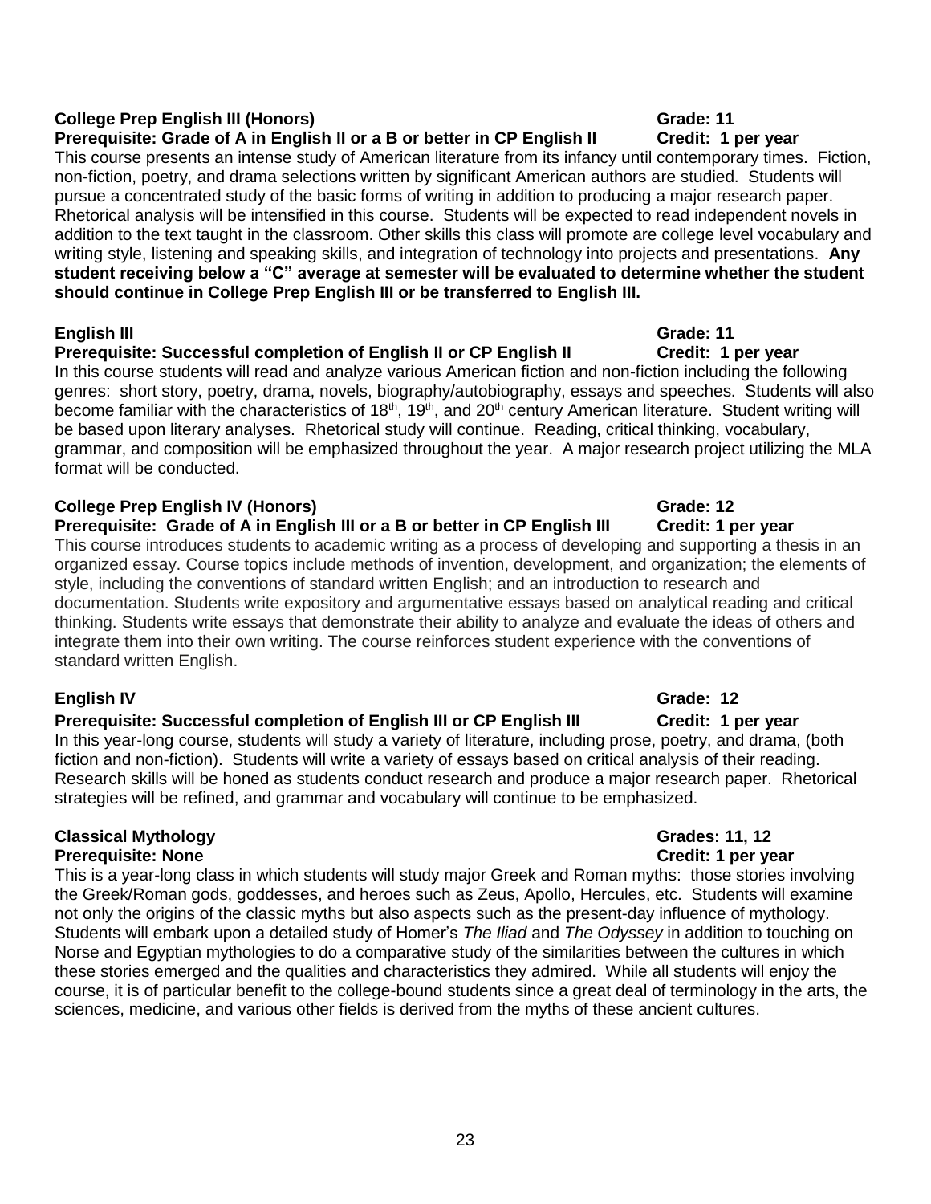**College Prep English III (Honors)** **Grade: 11**
**Prerequisite: Grade of A in English II or a B or better in CP English II** **Credit: 1 per year**

This course presents an intense study of American literature from its infancy until contemporary times. Fiction, non-fiction, poetry, and drama selections written by significant American authors are studied. Students will pursue a concentrated study of the basic forms of writing in addition to producing a major research paper. Rhetorical analysis will be intensified in this course. Students will be expected to read independent novels in addition to the text taught in the classroom. Other skills this class will promote are college level vocabulary and writing style, listening and speaking skills, and integration of technology into projects and presentations. **Any student receiving below a "C" average at semester will be evaluated to determine whether the student should continue in College Prep English III or be transferred to English III.**

**English III** **Grade: 11**
**Prerequisite: Successful completion of English II or CP English II** **Credit: 1 per year**

In this course students will read and analyze various American fiction and non-fiction including the following genres: short story, poetry, drama, novels, biography/autobiography, essays and speeches. Students will also become familiar with the characteristics of 18th, 19th, and 20th century American literature. Student writing will be based upon literary analyses. Rhetorical study will continue. Reading, critical thinking, vocabulary, grammar, and composition will be emphasized throughout the year. A major research project utilizing the MLA format will be conducted.

**College Prep English IV (Honors)** **Grade: 12**
**Prerequisite: Grade of A in English III or a B or better in CP English III** **Credit: 1 per year**

This course introduces students to academic writing as a process of developing and supporting a thesis in an organized essay. Course topics include methods of invention, development, and organization; the elements of style, including the conventions of standard written English; and an introduction to research and documentation. Students write expository and argumentative essays based on analytical reading and critical thinking. Students write essays that demonstrate their ability to analyze and evaluate the ideas of others and integrate them into their own writing. The course reinforces student experience with the conventions of standard written English.

**English IV** **Grade: 12**
**Prerequisite: Successful completion of English III or CP English III** **Credit: 1 per year**

In this year-long course, students will study a variety of literature, including prose, poetry, and drama, (both fiction and non-fiction). Students will write a variety of essays based on critical analysis of their reading. Research skills will be honed as students conduct research and produce a major research paper. Rhetorical strategies will be refined, and grammar and vocabulary will continue to be emphasized.

**Classical Mythology** **Grades: 11, 12**
**Prerequisite: None** **Credit: 1 per year**

This is a year-long class in which students will study major Greek and Roman myths: those stories involving the Greek/Roman gods, goddesses, and heroes such as Zeus, Apollo, Hercules, etc. Students will examine not only the origins of the classic myths but also aspects such as the present-day influence of mythology. Students will embark upon a detailed study of Homer's *The Iliad* and *The Odyssey* in addition to touching on Norse and Egyptian mythologies to do a comparative study of the similarities between the cultures in which these stories emerged and the qualities and characteristics they admired. While all students will enjoy the course, it is of particular benefit to the college-bound students since a great deal of terminology in the arts, the sciences, medicine, and various other fields is derived from the myths of these ancient cultures.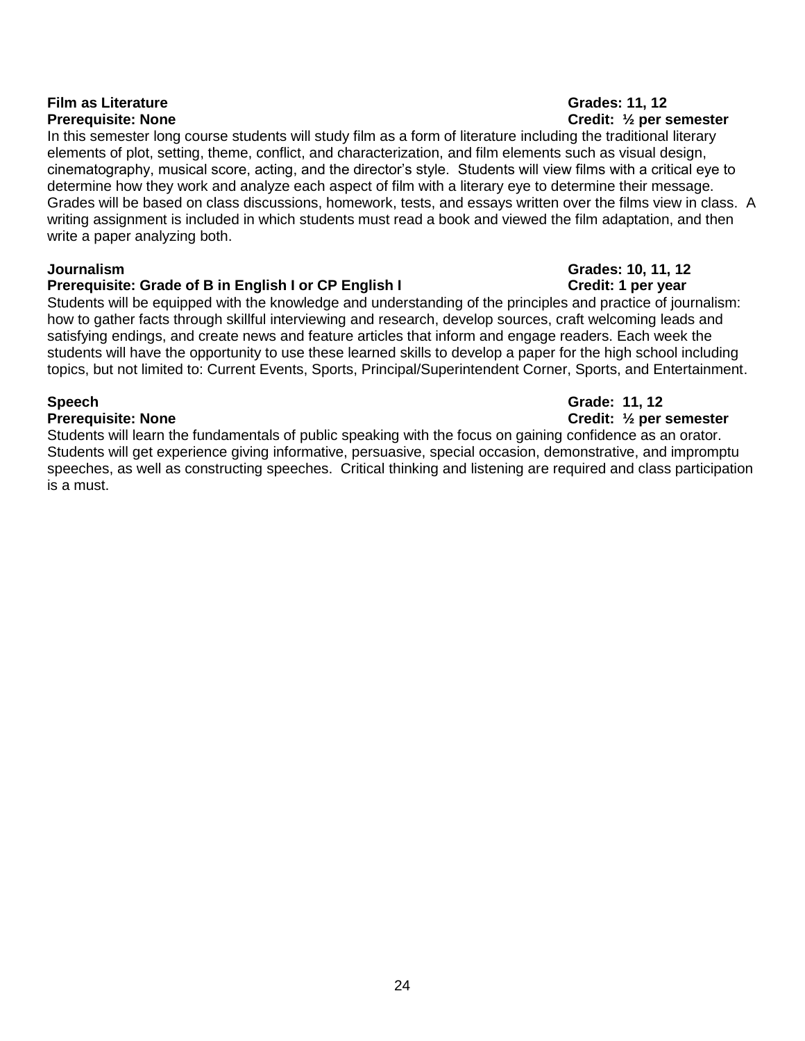**Film as Literature** **Grades: 11, 12**
**Prerequisite: None** **Credit: ½ per semester**

In this semester long course students will study film as a form of literature including the traditional literary elements of plot, setting, theme, conflict, and characterization, and film elements such as visual design, cinematography, musical score, acting, and the director's style. Students will view films with a critical eye to determine how they work and analyze each aspect of film with a literary eye to determine their message. Grades will be based on class discussions, homework, tests, and essays written over the films view in class. A writing assignment is included in which students must read a book and viewed the film adaptation, and then write a paper analyzing both.

**Journalism** **Grades: 10, 11, 12**
**Prerequisite: Grade of B in English I or CP English I** **Credit: 1 per year**

Students will be equipped with the knowledge and understanding of the principles and practice of journalism: how to gather facts through skillful interviewing and research, develop sources, craft welcoming leads and satisfying endings, and create news and feature articles that inform and engage readers. Each week the students will have the opportunity to use these learned skills to develop a paper for the high school including topics, but not limited to: Current Events, Sports, Principal/Superintendent Corner, Sports, and Entertainment.

**Speech** **Grade: 11, 12**
**Prerequisite: None** **Credit: ½ per semester**

Students will learn the fundamentals of public speaking with the focus on gaining confidence as an orator. Students will get experience giving informative, persuasive, special occasion, demonstrative, and impromptu speeches, as well as constructing speeches. Critical thinking and listening are required and class participation is a must.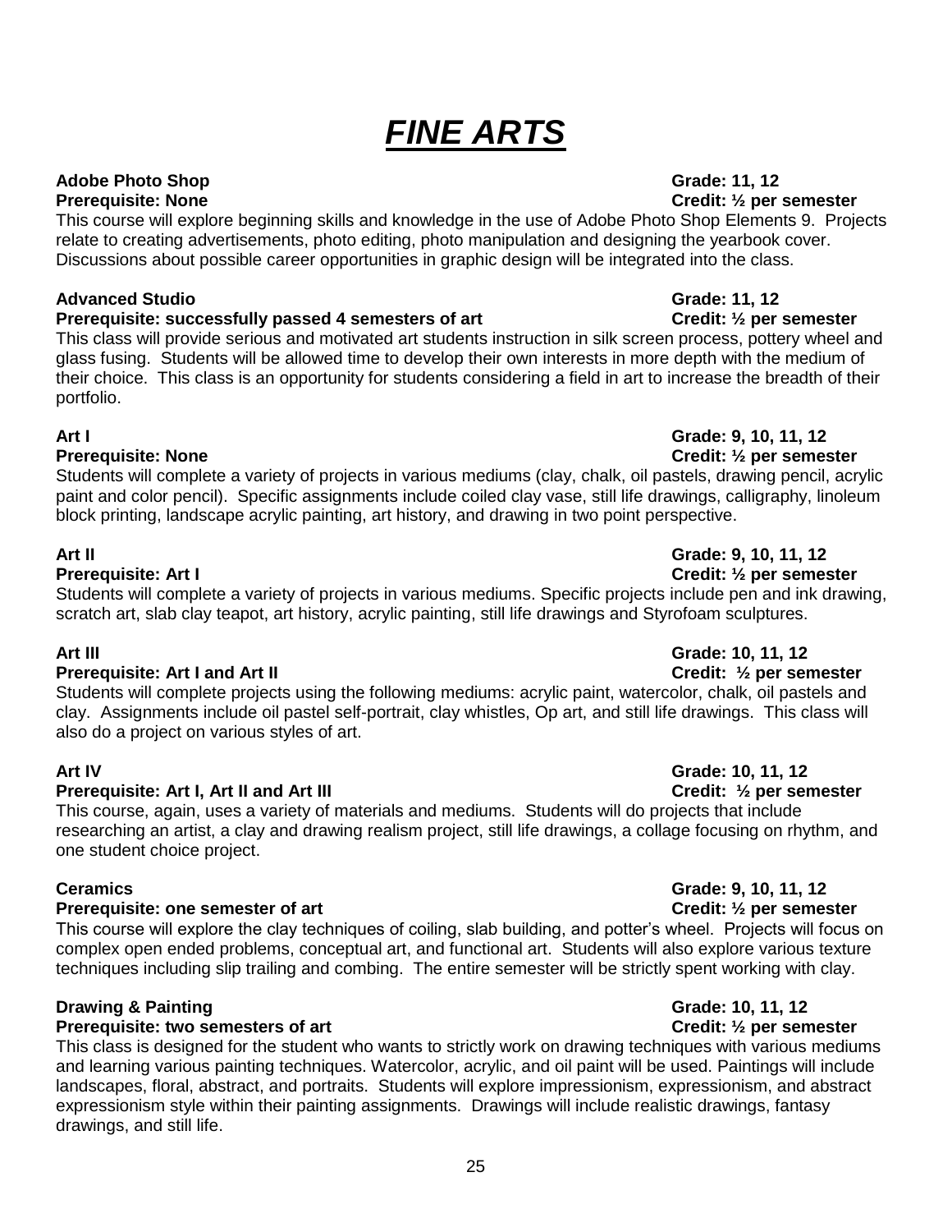// FINE ARTS

**Adobe Photo Shop** | **Grade: 11, 12**
**Prerequisite: None** | **Credit: ½ per semester**

This course will explore beginning skills and knowledge in the use of Adobe Photo Shop Elements 9. Projects relate to creating advertisements, photo editing, photo manipulation and designing the yearbook cover. Discussions about possible career opportunities in graphic design will be integrated into the class.

**Advanced Studio** | **Grade: 11, 12**
**Prerequisite: successfully passed 4 semesters of art** | **Credit: ½ per semester**

This class will provide serious and motivated art students instruction in silk screen process, pottery wheel and glass fusing. Students will be allowed time to develop their own interests in more depth with the medium of their choice. This class is an opportunity for students considering a field in art to increase the breadth of their portfolio.

**Art I** | **Grade: 9, 10, 11, 12**
**Prerequisite: None** | **Credit: ½ per semester**

Students will complete a variety of projects in various mediums (clay, chalk, oil pastels, drawing pencil, acrylic paint and color pencil). Specific assignments include coiled clay vase, still life drawings, calligraphy, linoleum block printing, landscape acrylic painting, art history, and drawing in two point perspective.

**Art II** | **Grade: 9, 10, 11, 12**
**Prerequisite: Art I** | **Credit: ½ per semester**

Students will complete a variety of projects in various mediums. Specific projects include pen and ink drawing, scratch art, slab clay teapot, art history, acrylic painting, still life drawings and Styrofoam sculptures.

**Art III** | **Grade: 10, 11, 12**
**Prerequisite: Art I and Art II** | **Credit: ½ per semester**

Students will complete projects using the following mediums: acrylic paint, watercolor, chalk, oil pastels and clay. Assignments include oil pastel self-portrait, clay whistles, Op art, and still life drawings. This class will also do a project on various styles of art.

**Art IV** | **Grade: 10, 11, 12**
**Prerequisite: Art I, Art II and Art III** | **Credit: ½ per semester**

This course, again, uses a variety of materials and mediums. Students will do projects that include researching an artist, a clay and drawing realism project, still life drawings, a collage focusing on rhythm, and one student choice project.

**Ceramics** | **Grade: 9, 10, 11, 12**
**Prerequisite: one semester of art** | **Credit: ½ per semester**

This course will explore the clay techniques of coiling, slab building, and potter's wheel. Projects will focus on complex open ended problems, conceptual art, and functional art. Students will also explore various texture techniques including slip trailing and combing. The entire semester will be strictly spent working with clay.

**Drawing & Painting** | **Grade: 10, 11, 12**
**Prerequisite: two semesters of art** | **Credit: ½ per semester**

This class is designed for the student who wants to strictly work on drawing techniques with various mediums and learning various painting techniques. Watercolor, acrylic, and oil paint will be used. Paintings will include landscapes, floral, abstract, and portraits. Students will explore impressionism, expressionism, and abstract expressionism style within their painting assignments. Drawings will include realistic drawings, fantasy drawings, and still life.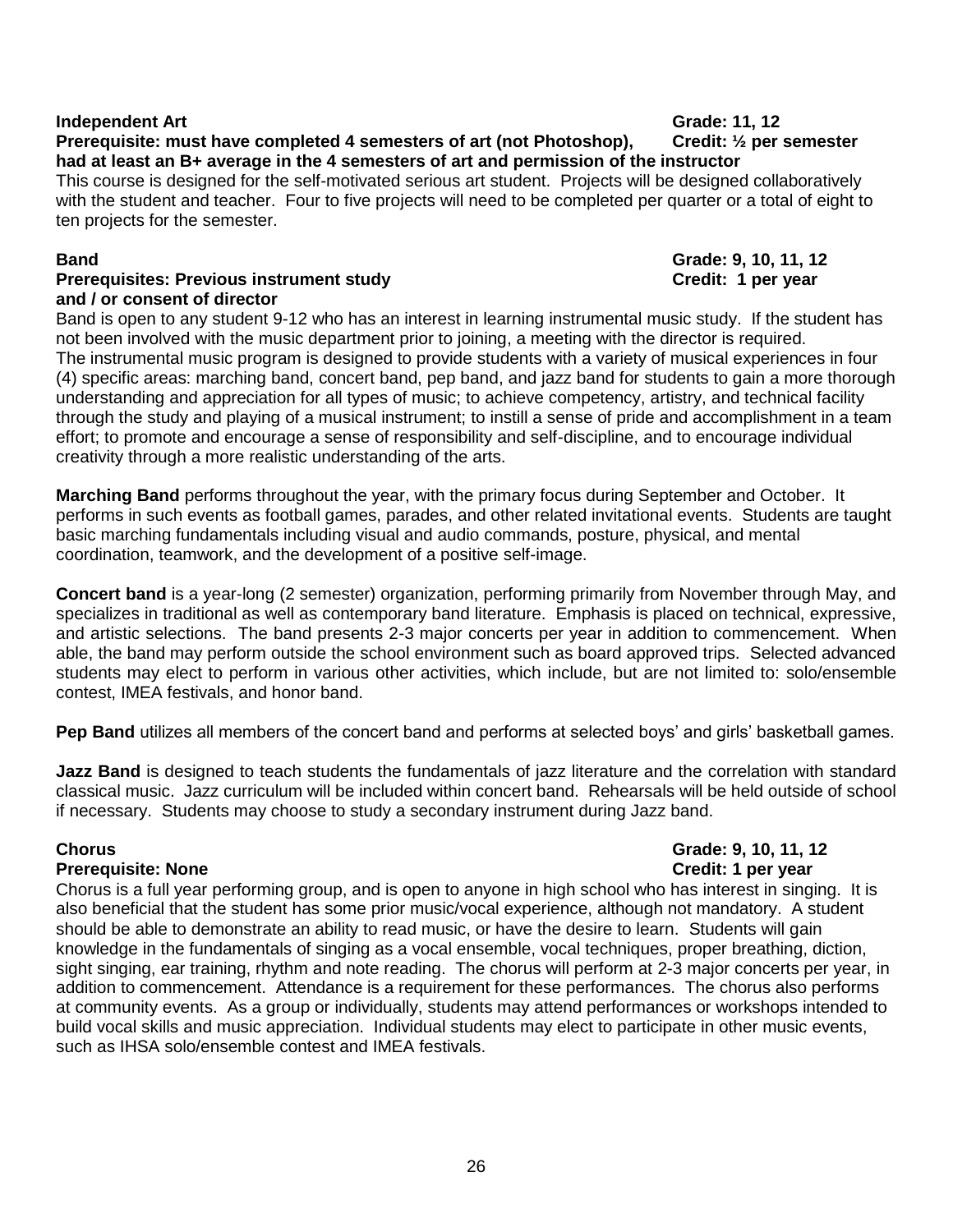**Independent Art** **Grade: 11, 12**
**Prerequisite: must have completed 4 semesters of art (not Photoshop), had at least an B+ average in the 4 semesters of art and permission of the instructor** **Credit: ½ per semester**

This course is designed for the self-motivated serious art student. Projects will be designed collaboratively with the student and teacher. Four to five projects will need to be completed per quarter or a total of eight to ten projects for the semester.

**Band** **Grade: 9, 10, 11, 12**
**Prerequisites: Previous instrument study and / or consent of director** **Credit: 1 per year**

Band is open to any student 9-12 who has an interest in learning instrumental music study. If the student has not been involved with the music department prior to joining, a meeting with the director is required. The instrumental music program is designed to provide students with a variety of musical experiences in four (4) specific areas: marching band, concert band, pep band, and jazz band for students to gain a more thorough understanding and appreciation for all types of music; to achieve competency, artistry, and technical facility through the study and playing of a musical instrument; to instill a sense of pride and accomplishment in a team effort; to promote and encourage a sense of responsibility and self-discipline, and to encourage individual creativity through a more realistic understanding of the arts.

**Marching Band** performs throughout the year, with the primary focus during September and October. It performs in such events as football games, parades, and other related invitational events. Students are taught basic marching fundamentals including visual and audio commands, posture, physical, and mental coordination, teamwork, and the development of a positive self-image.

**Concert band** is a year-long (2 semester) organization, performing primarily from November through May, and specializes in traditional as well as contemporary band literature. Emphasis is placed on technical, expressive, and artistic selections. The band presents 2-3 major concerts per year in addition to commencement. When able, the band may perform outside the school environment such as board approved trips. Selected advanced students may elect to perform in various other activities, which include, but are not limited to: solo/ensemble contest, IMEA festivals, and honor band.

**Pep Band** utilizes all members of the concert band and performs at selected boys' and girls' basketball games.

**Jazz Band** is designed to teach students the fundamentals of jazz literature and the correlation with standard classical music. Jazz curriculum will be included within concert band. Rehearsals will be held outside of school if necessary. Students may choose to study a secondary instrument during Jazz band.

**Chorus** **Grade: 9, 10, 11, 12**
**Prerequisite: None** **Credit: 1 per year**

Chorus is a full year performing group, and is open to anyone in high school who has interest in singing. It is also beneficial that the student has some prior music/vocal experience, although not mandatory. A student should be able to demonstrate an ability to read music, or have the desire to learn. Students will gain knowledge in the fundamentals of singing as a vocal ensemble, vocal techniques, proper breathing, diction, sight singing, ear training, rhythm and note reading. The chorus will perform at 2-3 major concerts per year, in addition to commencement. Attendance is a requirement for these performances. The chorus also performs at community events. As a group or individually, students may attend performances or workshops intended to build vocal skills and music appreciation. Individual students may elect to participate in other music events, such as IHSA solo/ensemble contest and IMEA festivals.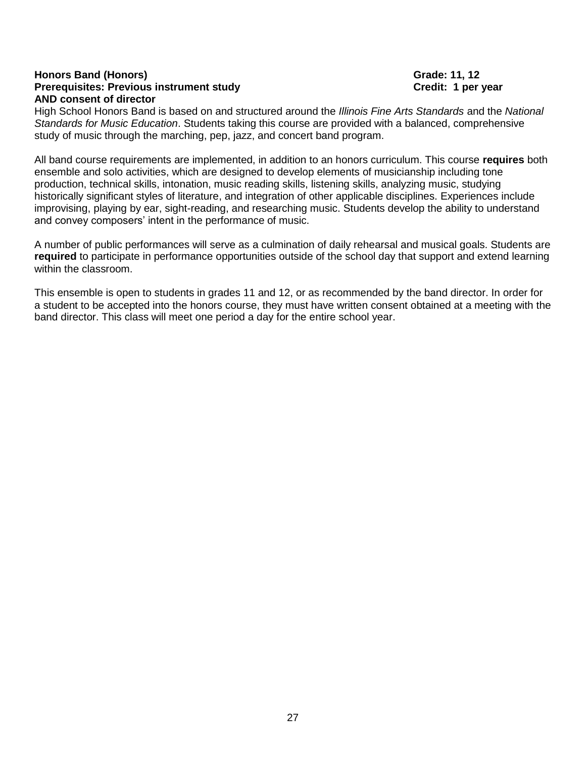**Honors Band (Honors)** **Grade: 11, 12**
**Prerequisites: Previous instrument study** **Credit: 1 per year**
**AND consent of director**

High School Honors Band is based on and structured around the *Illinois Fine Arts Standards* and the *National Standards for Music Education*. Students taking this course are provided with a balanced, comprehensive study of music through the marching, pep, jazz, and concert band program.

All band course requirements are implemented, in addition to an honors curriculum. This course **requires** both ensemble and solo activities, which are designed to develop elements of musicianship including tone production, technical skills, intonation, music reading skills, listening skills, analyzing music, studying historically significant styles of literature, and integration of other applicable disciplines. Experiences include improvising, playing by ear, sight-reading, and researching music. Students develop the ability to understand and convey composers' intent in the performance of music.

A number of public performances will serve as a culmination of daily rehearsal and musical goals. Students are **required** to participate in performance opportunities outside of the school day that support and extend learning within the classroom.

This ensemble is open to students in grades 11 and 12, or as recommended by the band director. In order for a student to be accepted into the honors course, they must have written consent obtained at a meeting with the band director. This class will meet one period a day for the entire school year.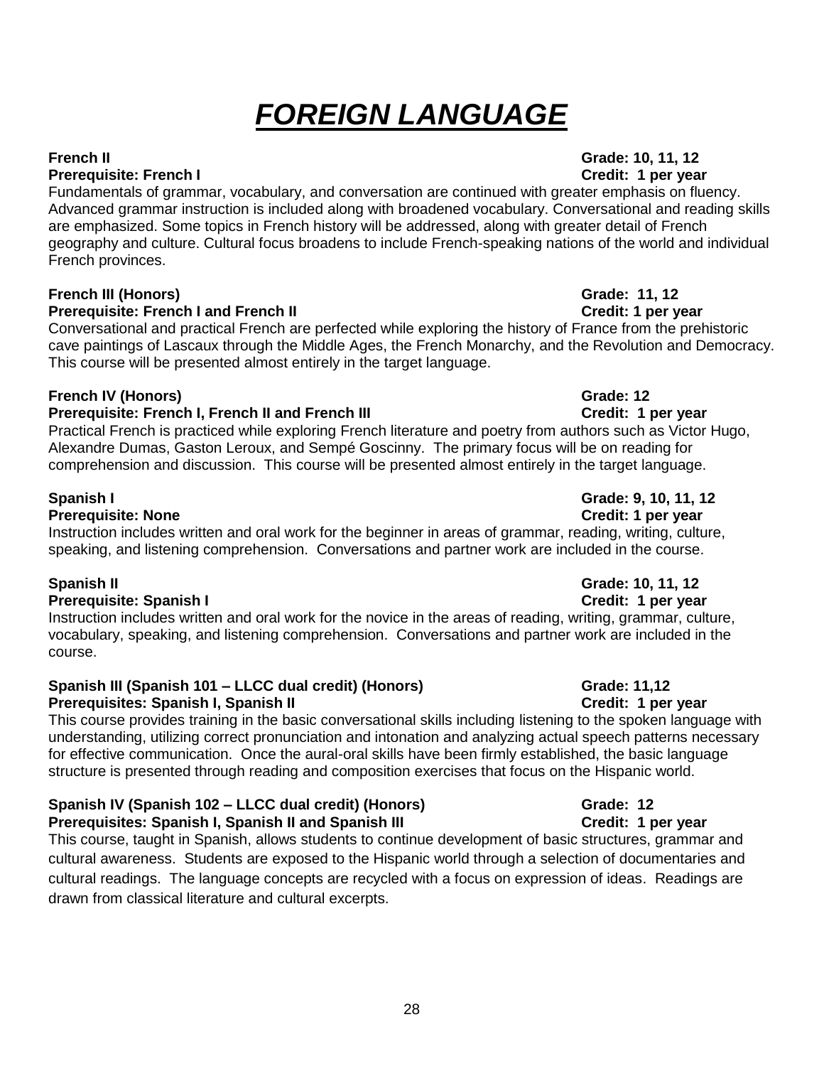# ***FOREIGN LANGUAGE***

**French II** **Grade: 10, 11, 12**
**Prerequisite: French I** **Credit: 1 per year**

Fundamentals of grammar, vocabulary, and conversation are continued with greater emphasis on fluency. Advanced grammar instruction is included along with broadened vocabulary. Conversational and reading skills are emphasized. Some topics in French history will be addressed, along with greater detail of French geography and culture. Cultural focus broadens to include French-speaking nations of the world and individual French provinces.

**French III (Honors)** **Grade: 11, 12**
**Prerequisite: French I and French II** **Credit: 1 per year**

Conversational and practical French are perfected while exploring the history of France from the prehistoric cave paintings of Lascaux through the Middle Ages, the French Monarchy, and the Revolution and Democracy. This course will be presented almost entirely in the target language.

**French IV (Honors)** **Grade: 12**
**Prerequisite: French I, French II and French III** **Credit: 1 per year**

Practical French is practiced while exploring French literature and poetry from authors such as Victor Hugo, Alexandre Dumas, Gaston Leroux, and Sempé Goscinny. The primary focus will be on reading for comprehension and discussion. This course will be presented almost entirely in the target language.

**Spanish I** **Grade: 9, 10, 11, 12**
**Prerequisite: None** **Credit: 1 per year**

Instruction includes written and oral work for the beginner in areas of grammar, reading, writing, culture, speaking, and listening comprehension. Conversations and partner work are included in the course.

**Spanish II** **Grade: 10, 11, 12**
**Prerequisite: Spanish I** **Credit: 1 per year**

Instruction includes written and oral work for the novice in the areas of reading, writing, grammar, culture, vocabulary, speaking, and listening comprehension. Conversations and partner work are included in the course.

**Spanish III (Spanish 101 – LLCC dual credit) (Honors)** **Grade: 11,12**
**Prerequisites: Spanish I, Spanish II** **Credit: 1 per year**

This course provides training in the basic conversational skills including listening to the spoken language with understanding, utilizing correct pronunciation and intonation and analyzing actual speech patterns necessary for effective communication. Once the aural-oral skills have been firmly established, the basic language structure is presented through reading and composition exercises that focus on the Hispanic world.

**Spanish IV (Spanish 102 – LLCC dual credit) (Honors)** **Grade: 12**
**Prerequisites: Spanish I, Spanish II and Spanish III** **Credit: 1 per year**

This course, taught in Spanish, allows students to continue development of basic structures, grammar and cultural awareness. Students are exposed to the Hispanic world through a selection of documentaries and cultural readings. The language concepts are recycled with a focus on expression of ideas. Readings are drawn from classical literature and cultural excerpts.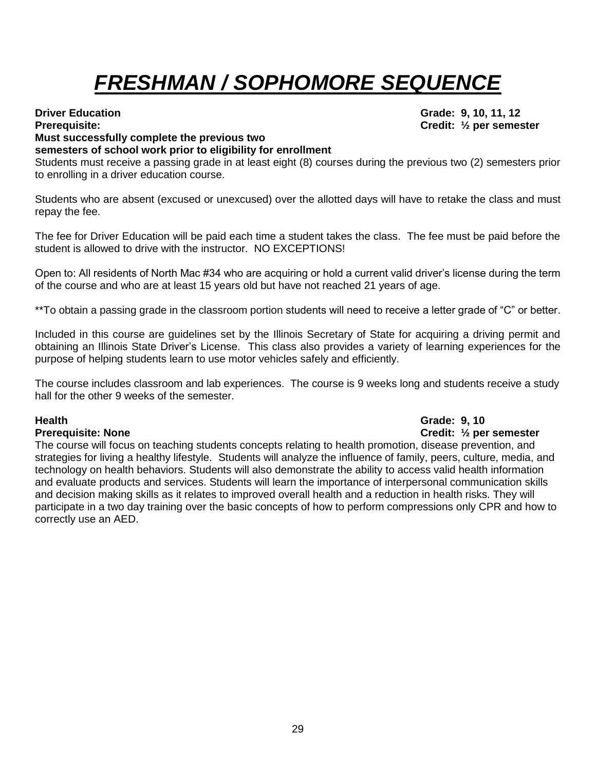# ***FRESHMAN / SOPHOMORE SEQUENCE***

**Driver Education** **Grade: 9, 10, 11, 12**
**Prerequisite:** **Credit: ½ per semester**
**Must successfully complete the previous two semesters of school work prior to eligibility for enrollment**

Students must receive a passing grade in at least eight (8) courses during the previous two (2) semesters prior to enrolling in a driver education course.

Students who are absent (excused or unexcused) over the allotted days will have to retake the class and must repay the fee.

The fee for Driver Education will be paid each time a student takes the class. The fee must be paid before the student is allowed to drive with the instructor. NO EXCEPTIONS!

Open to: All residents of North Mac #34 who are acquiring or hold a current valid driver's license during the term of the course and who are at least 15 years old but have not reached 21 years of age.

**To obtain a passing grade in the classroom portion students will need to receive a letter grade of "C" or better.

Included in this course are guidelines set by the Illinois Secretary of State for acquiring a driving permit and obtaining an Illinois State Driver's License. This class also provides a variety of learning experiences for the purpose of helping students learn to use motor vehicles safely and efficiently.

The course includes classroom and lab experiences. The course is 9 weeks long and students receive a study hall for the other 9 weeks of the semester.

**Health** **Grade: 9, 10**
**Prerequisite: None** **Credit: ½ per semester**

The course will focus on teaching students concepts relating to health promotion, disease prevention, and strategies for living a healthy lifestyle. Students will analyze the influence of family, peers, culture, media, and technology on health behaviors. Students will also demonstrate the ability to access valid health information and evaluate products and services. Students will learn the importance of interpersonal communication skills and decision making skills as it relates to improved overall health and a reduction in health risks. They will participate in a two day training over the basic concepts of how to perform compressions only CPR and how to correctly use an AED.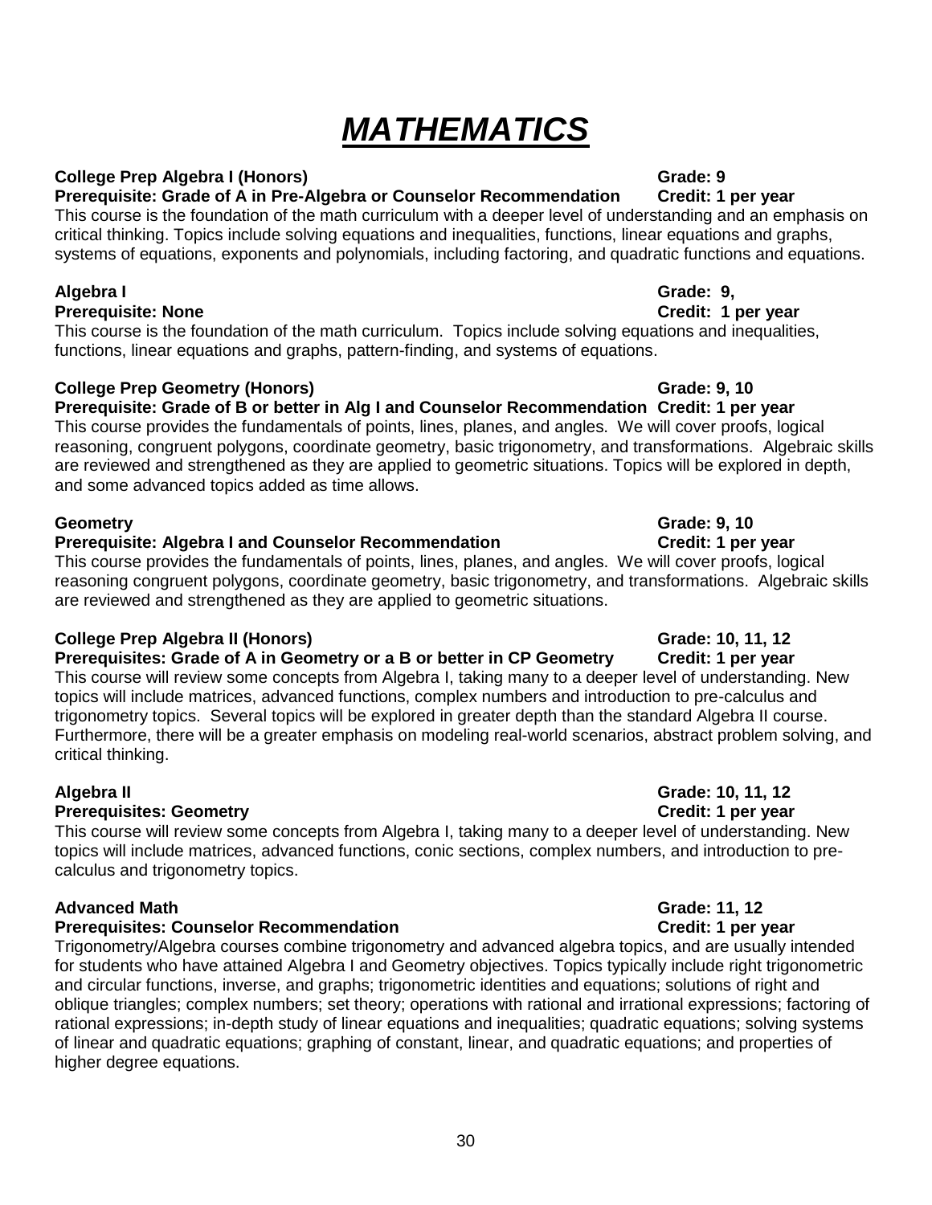# *MATHEMATICS*

**College Prep Algebra I (Honors)** **Grade: 9**
**Prerequisite: Grade of A in Pre-Algebra or Counselor Recommendation** **Credit: 1 per year**
This course is the foundation of the math curriculum with a deeper level of understanding and an emphasis on critical thinking. Topics include solving equations and inequalities, functions, linear equations and graphs, systems of equations, exponents and polynomials, including factoring, and quadratic functions and equations.

**Algebra I** **Grade: 9,**
**Prerequisite: None** **Credit: 1 per year**
This course is the foundation of the math curriculum. Topics include solving equations and inequalities, functions, linear equations and graphs, pattern-finding, and systems of equations.

**College Prep Geometry (Honors)** **Grade: 9, 10**
**Prerequisite: Grade of B or better in Alg I and Counselor Recommendation** **Credit: 1 per year**
This course provides the fundamentals of points, lines, planes, and angles. We will cover proofs, logical reasoning, congruent polygons, coordinate geometry, basic trigonometry, and transformations. Algebraic skills are reviewed and strengthened as they are applied to geometric situations. Topics will be explored in depth, and some advanced topics added as time allows.

**Geometry** **Grade: 9, 10**
**Prerequisite: Algebra I and Counselor Recommendation** **Credit: 1 per year**
This course provides the fundamentals of points, lines, planes, and angles. We will cover proofs, logical reasoning congruent polygons, coordinate geometry, basic trigonometry, and transformations. Algebraic skills are reviewed and strengthened as they are applied to geometric situations.

**College Prep Algebra II (Honors)** **Grade: 10, 11, 12**
**Prerequisites: Grade of A in Geometry or a B or better in CP Geometry** **Credit: 1 per year**
This course will review some concepts from Algebra I, taking many to a deeper level of understanding. New topics will include matrices, advanced functions, complex numbers and introduction to pre-calculus and trigonometry topics. Several topics will be explored in greater depth than the standard Algebra II course. Furthermore, there will be a greater emphasis on modeling real-world scenarios, abstract problem solving, and critical thinking.

**Algebra II** **Grade: 10, 11, 12**
**Prerequisites: Geometry** **Credit: 1 per year**
This course will review some concepts from Algebra I, taking many to a deeper level of understanding. New topics will include matrices, advanced functions, conic sections, complex numbers, and introduction to pre-calculus and trigonometry topics.

**Advanced Math** **Grade: 11, 12**
**Prerequisites: Counselor Recommendation** **Credit: 1 per year**
Trigonometry/Algebra courses combine trigonometry and advanced algebra topics, and are usually intended for students who have attained Algebra I and Geometry objectives. Topics typically include right trigonometric and circular functions, inverse, and graphs; trigonometric identities and equations; solutions of right and oblique triangles; complex numbers; set theory; operations with rational and irrational expressions; factoring of rational expressions; in-depth study of linear equations and inequalities; quadratic equations; solving systems of linear and quadratic equations; graphing of constant, linear, and quadratic equations; and properties of higher degree equations.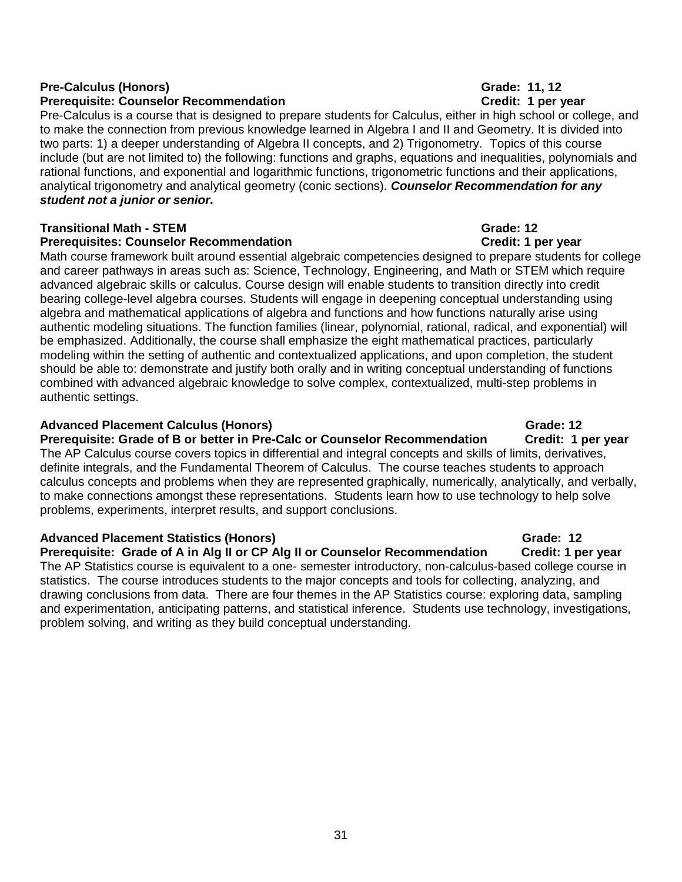**Pre-Calculus (Honors)** **Grade: 11, 12**
**Prerequisite: Counselor Recommendation** **Credit: 1 per year**

Pre-Calculus is a course that is designed to prepare students for Calculus, either in high school or college, and to make the connection from previous knowledge learned in Algebra I and II and Geometry. It is divided into two parts: 1) a deeper understanding of Algebra II concepts, and 2) Trigonometry. Topics of this course include (but are not limited to) the following: functions and graphs, equations and inequalities, polynomials and rational functions, and exponential and logarithmic functions, trigonometric functions and their applications, analytical trigonometry and analytical geometry (conic sections). ***Counselor Recommendation for any student not a junior or senior.***

**Transitional Math - STEM** **Grade: 12**
**Prerequisites: Counselor Recommendation** **Credit: 1 per year**

Math course framework built around essential algebraic competencies designed to prepare students for college and career pathways in areas such as: Science, Technology, Engineering, and Math or STEM which require advanced algebraic skills or calculus. Course design will enable students to transition directly into credit bearing college-level algebra courses. Students will engage in deepening conceptual understanding using algebra and mathematical applications of algebra and functions and how functions naturally arise using authentic modeling situations. The function families (linear, polynomial, rational, radical, and exponential) will be emphasized. Additionally, the course shall emphasize the eight mathematical practices, particularly modeling within the setting of authentic and contextualized applications, and upon completion, the student should be able to: demonstrate and justify both orally and in writing conceptual understanding of functions combined with advanced algebraic knowledge to solve complex, contextualized, multi-step problems in authentic settings.

**Advanced Placement Calculus (Honors)** **Grade: 12**
**Prerequisite: Grade of B or better in Pre-Calc or Counselor Recommendation** **Credit: 1 per year**

The AP Calculus course covers topics in differential and integral concepts and skills of limits, derivatives, definite integrals, and the Fundamental Theorem of Calculus. The course teaches students to approach calculus concepts and problems when they are represented graphically, numerically, analytically, and verbally, to make connections amongst these representations. Students learn how to use technology to help solve problems, experiments, interpret results, and support conclusions.

**Advanced Placement Statistics (Honors)** **Grade: 12**
**Prerequisite: Grade of A in Alg II or CP Alg II or Counselor Recommendation** **Credit: 1 per year**

The AP Statistics course is equivalent to a one- semester introductory, non-calculus-based college course in statistics. The course introduces students to the major concepts and tools for collecting, analyzing, and drawing conclusions from data. There are four themes in the AP Statistics course: exploring data, sampling and experimentation, anticipating patterns, and statistical inference. Students use technology, investigations, problem solving, and writing as they build conceptual understanding.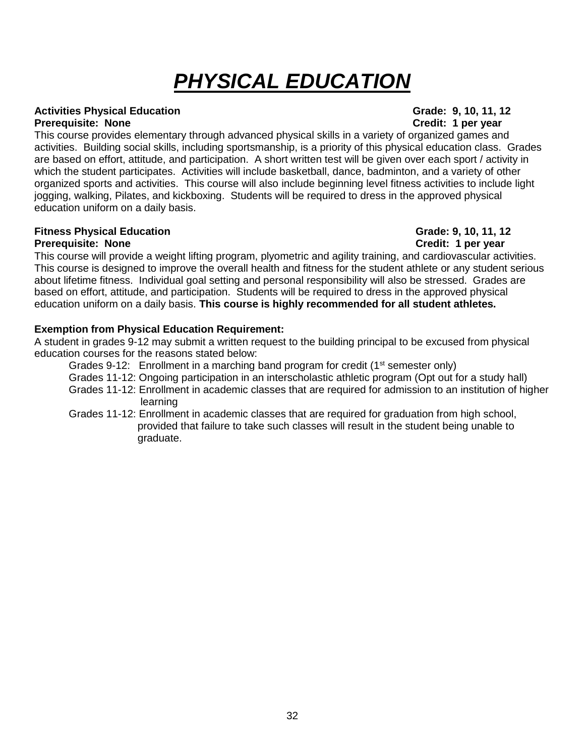# *PHYSICAL EDUCATION*

**Activities Physical Education** **Grade: 9, 10, 11, 12**
**Prerequisite: None** **Credit: 1 per year**

This course provides elementary through advanced physical skills in a variety of organized games and activities. Building social skills, including sportsmanship, is a priority of this physical education class. Grades are based on effort, attitude, and participation. A short written test will be given over each sport / activity in which the student participates. Activities will include basketball, dance, badminton, and a variety of other organized sports and activities. This course will also include beginning level fitness activities to include light jogging, walking, Pilates, and kickboxing. Students will be required to dress in the approved physical education uniform on a daily basis.

**Fitness Physical Education** **Grade: 9, 10, 11, 12**
**Prerequisite: None** **Credit: 1 per year**

This course will provide a weight lifting program, plyometric and agility training, and cardiovascular activities. This course is designed to improve the overall health and fitness for the student athlete or any student serious about lifetime fitness. Individual goal setting and personal responsibility will also be stressed. Grades are based on effort, attitude, and participation. Students will be required to dress in the approved physical education uniform on a daily basis. **This course is highly recommended for all student athletes.**

**Exemption from Physical Education Requirement:**

A student in grades 9-12 may submit a written request to the building principal to be excused from physical education courses for the reasons stated below:

- Grades 9-12: Enrollment in a marching band program for credit (1st semester only)
- Grades 11-12: Ongoing participation in an interscholastic athletic program (Opt out for a study hall)
- Grades 11-12: Enrollment in academic classes that are required for admission to an institution of higher learning
- Grades 11-12: Enrollment in academic classes that are required for graduation from high school, provided that failure to take such classes will result in the student being unable to graduate.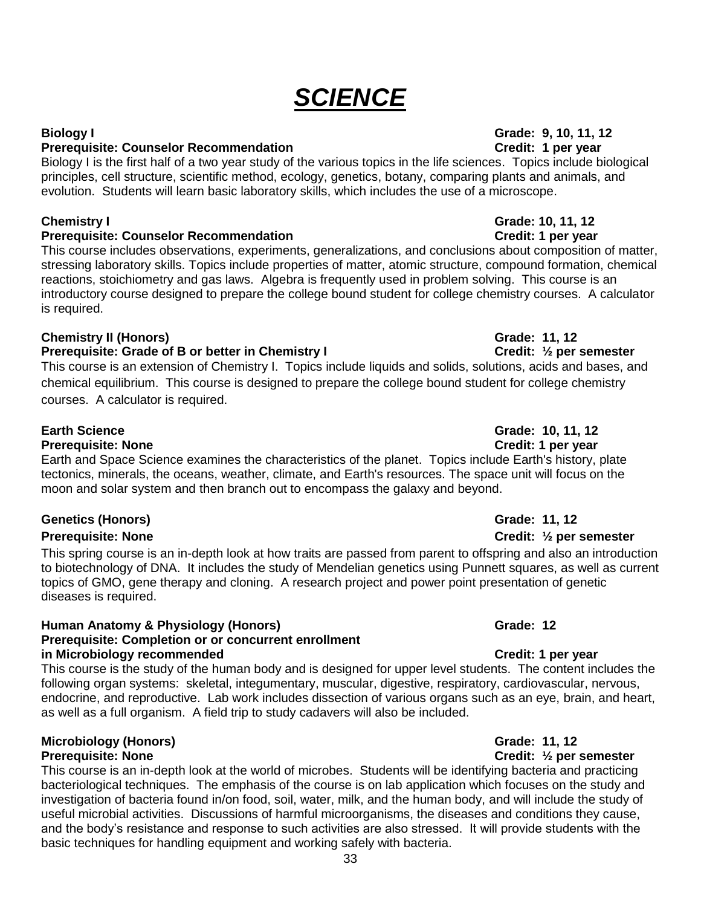# *SCIENCE*

**Biology I** **Grade: 9, 10, 11, 12**
**Prerequisite: Counselor Recommendation** **Credit: 1 per year**

Biology I is the first half of a two year study of the various topics in the life sciences. Topics include biological principles, cell structure, scientific method, ecology, genetics, botany, comparing plants and animals, and evolution. Students will learn basic laboratory skills, which includes the use of a microscope.

**Chemistry I** **Grade: 10, 11, 12**
**Prerequisite: Counselor Recommendation** **Credit: 1 per year**

This course includes observations, experiments, generalizations, and conclusions about composition of matter, stressing laboratory skills. Topics include properties of matter, atomic structure, compound formation, chemical reactions, stoichiometry and gas laws. Algebra is frequently used in problem solving. This course is an introductory course designed to prepare the college bound student for college chemistry courses. A calculator is required.

**Chemistry II (Honors)** **Grade: 11, 12**
**Prerequisite: Grade of B or better in Chemistry I** **Credit: ½ per semester**

This course is an extension of Chemistry I. Topics include liquids and solids, solutions, acids and bases, and chemical equilibrium. This course is designed to prepare the college bound student for college chemistry courses. A calculator is required.

**Earth Science** **Grade: 10, 11, 12**
**Prerequisite: None** **Credit: 1 per year**

Earth and Space Science examines the characteristics of the planet. Topics include Earth's history, plate tectonics, minerals, the oceans, weather, climate, and Earth's resources. The space unit will focus on the moon and solar system and then branch out to encompass the galaxy and beyond.

**Genetics (Honors)** **Grade: 11, 12**
**Prerequisite: None** **Credit: ½ per semester**

This spring course is an in-depth look at how traits are passed from parent to offspring and also an introduction to biotechnology of DNA. It includes the study of Mendelian genetics using Punnett squares, as well as current topics of GMO, gene therapy and cloning. A research project and power point presentation of genetic diseases is required.

**Human Anatomy & Physiology (Honors)** **Grade: 12**
**Prerequisite: Completion or or concurrent enrollment in Microbiology recommended** **Credit: 1 per year**

This course is the study of the human body and is designed for upper level students. The content includes the following organ systems: skeletal, integumentary, muscular, digestive, respiratory, cardiovascular, nervous, endocrine, and reproductive. Lab work includes dissection of various organs such as an eye, brain, and heart, as well as a full organism. A field trip to study cadavers will also be included.

**Microbiology (Honors)** **Grade: 11, 12**
**Prerequisite: None** **Credit: ½ per semester**

This course is an in-depth look at the world of microbes. Students will be identifying bacteria and practicing bacteriological techniques. The emphasis of the course is on lab application which focuses on the study and investigation of bacteria found in/on food, soil, water, milk, and the human body, and will include the study of useful microbial activities. Discussions of harmful microorganisms, the diseases and conditions they cause, and the body's resistance and response to such activities are also stressed. It will provide students with the basic techniques for handling equipment and working safely with bacteria.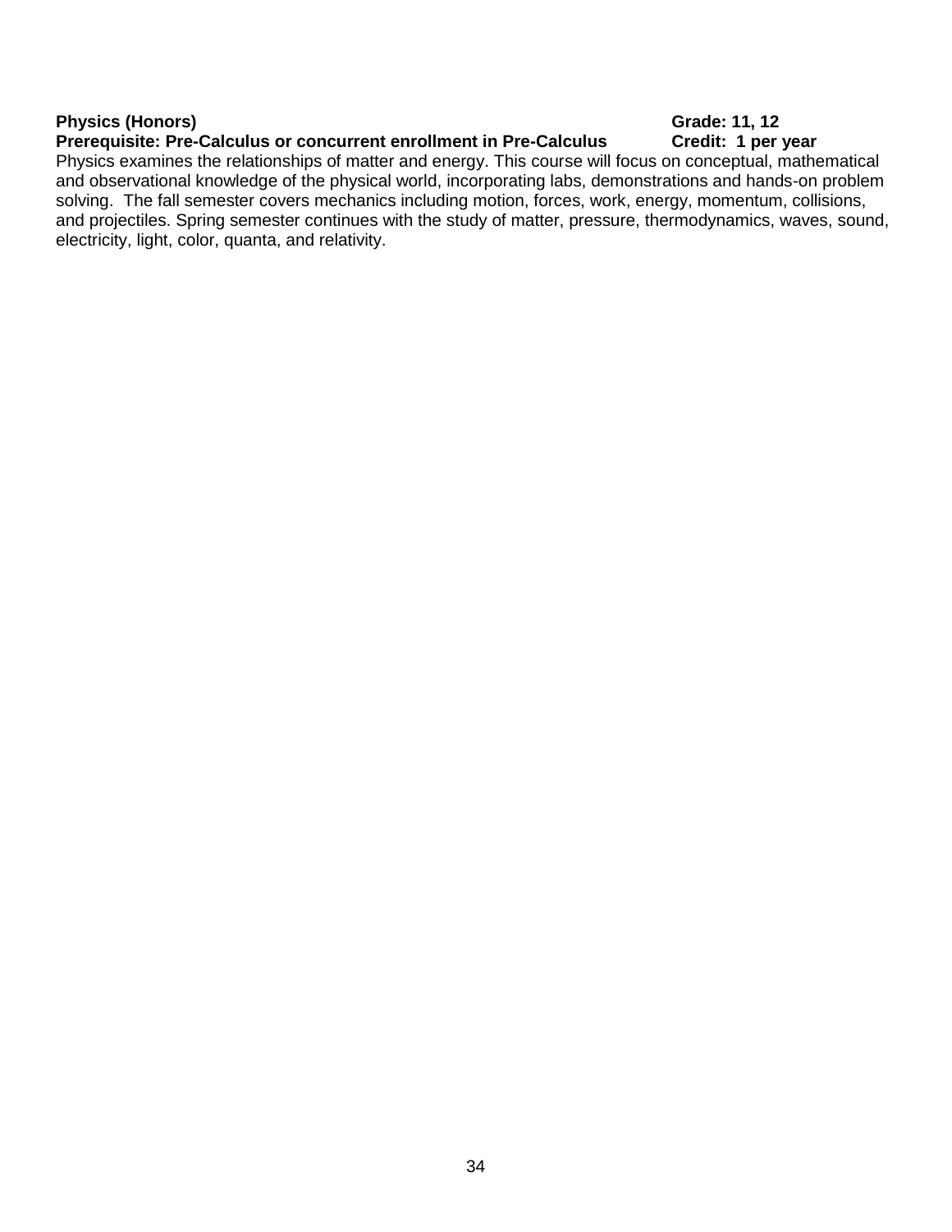**Physics (Honors)** **Grade: 11, 12**
**Prerequisite: Pre-Calculus or concurrent enrollment in Pre-Calculus** **Credit: 1 per year**

Physics examines the relationships of matter and energy. This course will focus on conceptual, mathematical and observational knowledge of the physical world, incorporating labs, demonstrations and hands-on problem solving. The fall semester covers mechanics including motion, forces, work, energy, momentum, collisions, and projectiles. Spring semester continues with the study of matter, pressure, thermodynamics, waves, sound, electricity, light, color, quanta, and relativity.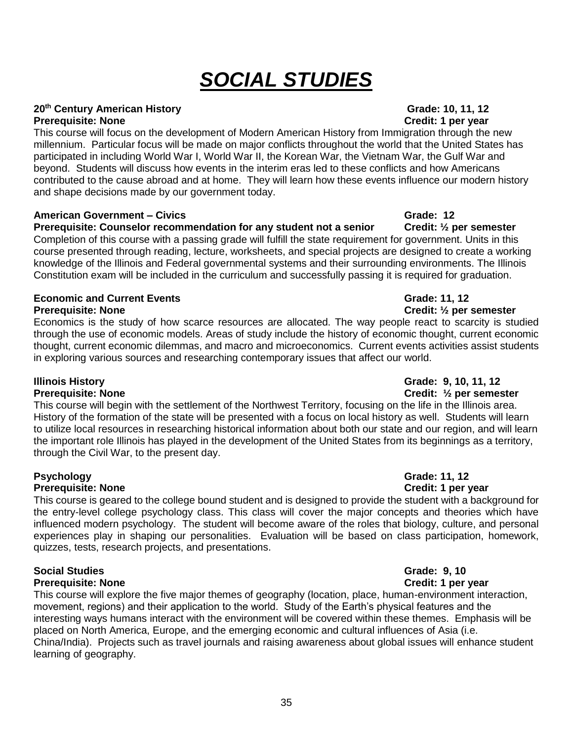# ***SOCIAL STUDIES***

**20th Century American History** **Grade: 10, 11, 12**
**Prerequisite: None** **Credit: 1 per year**

This course will focus on the development of Modern American History from Immigration through the new millennium. Particular focus will be made on major conflicts throughout the world that the United States has participated in including World War I, World War II, the Korean War, the Vietnam War, the Gulf War and beyond. Students will discuss how events in the interim eras led to these conflicts and how Americans contributed to the cause abroad and at home. They will learn how these events influence our modern history and shape decisions made by our government today.

**American Government – Civics** **Grade: 12**
**Prerequisite: Counselor recommendation for any student not a senior** **Credit: ½ per semester**

Completion of this course with a passing grade will fulfill the state requirement for government. Units in this course presented through reading, lecture, worksheets, and special projects are designed to create a working knowledge of the Illinois and Federal governmental systems and their surrounding environments. The Illinois Constitution exam will be included in the curriculum and successfully passing it is required for graduation.

**Economic and Current Events** **Grade: 11, 12**
**Prerequisite: None** **Credit: ½ per semester**

Economics is the study of how scarce resources are allocated. The way people react to scarcity is studied through the use of economic models. Areas of study include the history of economic thought, current economic thought, current economic dilemmas, and macro and microeconomics. Current events activities assist students in exploring various sources and researching contemporary issues that affect our world.

**Illinois History** **Grade: 9, 10, 11, 12**
**Prerequisite: None** **Credit: ½ per semester**

This course will begin with the settlement of the Northwest Territory, focusing on the life in the Illinois area. History of the formation of the state will be presented with a focus on local history as well. Students will learn to utilize local resources in researching historical information about both our state and our region, and will learn the important role Illinois has played in the development of the United States from its beginnings as a territory, through the Civil War, to the present day.

**Psychology** **Grade: 11, 12**
**Prerequisite: None** **Credit: 1 per year**

This course is geared to the college bound student and is designed to provide the student with a background for the entry-level college psychology class. This class will cover the major concepts and theories which have influenced modern psychology. The student will become aware of the roles that biology, culture, and personal experiences play in shaping our personalities. Evaluation will be based on class participation, homework, quizzes, tests, research projects, and presentations.

**Social Studies** **Grade: 9, 10**
**Prerequisite: None** **Credit: 1 per year**

This course will explore the five major themes of geography (location, place, human-environment interaction, movement, regions) and their application to the world. Study of the Earth's physical features and the interesting ways humans interact with the environment will be covered within these themes. Emphasis will be placed on North America, Europe, and the emerging economic and cultural influences of Asia (i.e. China/India). Projects such as travel journals and raising awareness about global issues will enhance student learning of geography.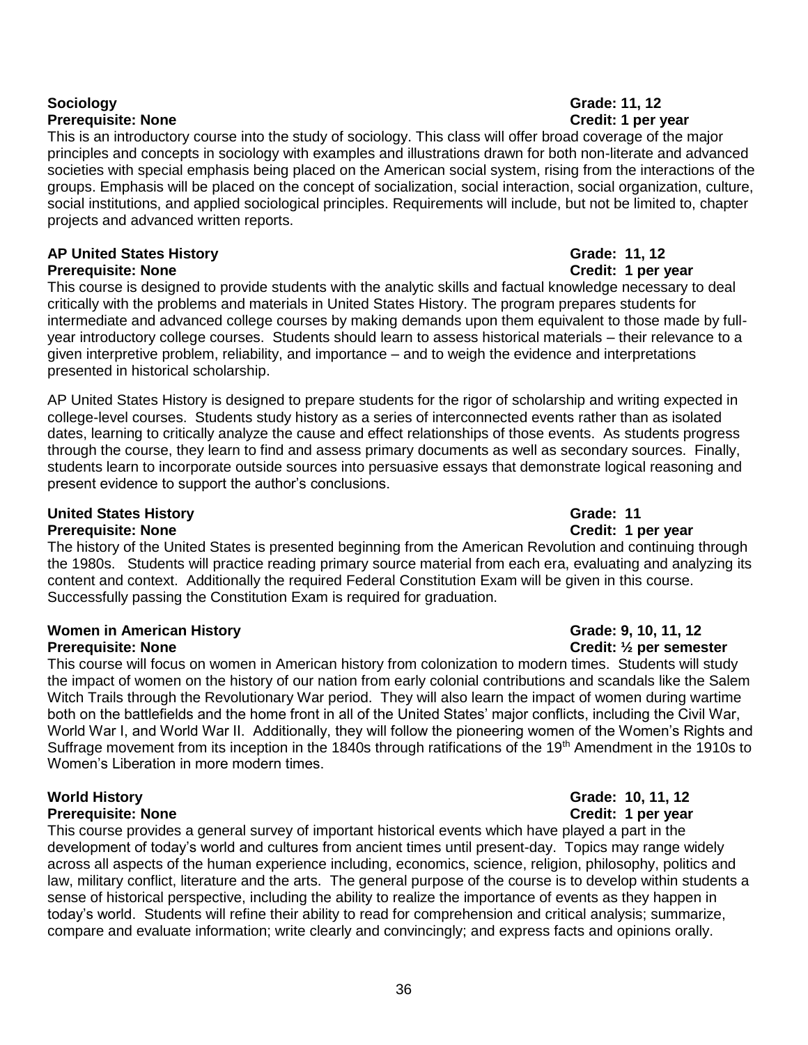**Sociology** **Grade: 11, 12**
**Prerequisite: None** **Credit: 1 per year**

This is an introductory course into the study of sociology. This class will offer broad coverage of the major principles and concepts in sociology with examples and illustrations drawn for both non-literate and advanced societies with special emphasis being placed on the American social system, rising from the interactions of the groups. Emphasis will be placed on the concept of socialization, social interaction, social organization, culture, social institutions, and applied sociological principles. Requirements will include, but not be limited to, chapter projects and advanced written reports.

**AP United States History** **Grade: 11, 12**
**Prerequisite: None** **Credit: 1 per year**

This course is designed to provide students with the analytic skills and factual knowledge necessary to deal critically with the problems and materials in United States History. The program prepares students for intermediate and advanced college courses by making demands upon them equivalent to those made by full-year introductory college courses. Students should learn to assess historical materials – their relevance to a given interpretive problem, reliability, and importance – and to weigh the evidence and interpretations presented in historical scholarship.

AP United States History is designed to prepare students for the rigor of scholarship and writing expected in college-level courses. Students study history as a series of interconnected events rather than as isolated dates, learning to critically analyze the cause and effect relationships of those events. As students progress through the course, they learn to find and assess primary documents as well as secondary sources. Finally, students learn to incorporate outside sources into persuasive essays that demonstrate logical reasoning and present evidence to support the author's conclusions.

**United States History** **Grade: 11**
**Prerequisite: None** **Credit: 1 per year**

The history of the United States is presented beginning from the American Revolution and continuing through the 1980s. Students will practice reading primary source material from each era, evaluating and analyzing its content and context. Additionally the required Federal Constitution Exam will be given in this course. Successfully passing the Constitution Exam is required for graduation.

**Women in American History** **Grade: 9, 10, 11, 12**
**Prerequisite: None** **Credit: ½ per semester**

This course will focus on women in American history from colonization to modern times. Students will study the impact of women on the history of our nation from early colonial contributions and scandals like the Salem Witch Trails through the Revolutionary War period. They will also learn the impact of women during wartime both on the battlefields and the home front in all of the United States' major conflicts, including the Civil War, World War I, and World War II. Additionally, they will follow the pioneering women of the Women's Rights and Suffrage movement from its inception in the 1840s through ratifications of the 19th Amendment in the 1910s to Women's Liberation in more modern times.

**World History** **Grade: 10, 11, 12**
**Prerequisite: None** **Credit: 1 per year**

This course provides a general survey of important historical events which have played a part in the development of today's world and cultures from ancient times until present-day. Topics may range widely across all aspects of the human experience including, economics, science, religion, philosophy, politics and law, military conflict, literature and the arts. The general purpose of the course is to develop within students a sense of historical perspective, including the ability to realize the importance of events as they happen in today's world. Students will refine their ability to read for comprehension and critical analysis; summarize, compare and evaluate information; write clearly and convincingly; and express facts and opinions orally.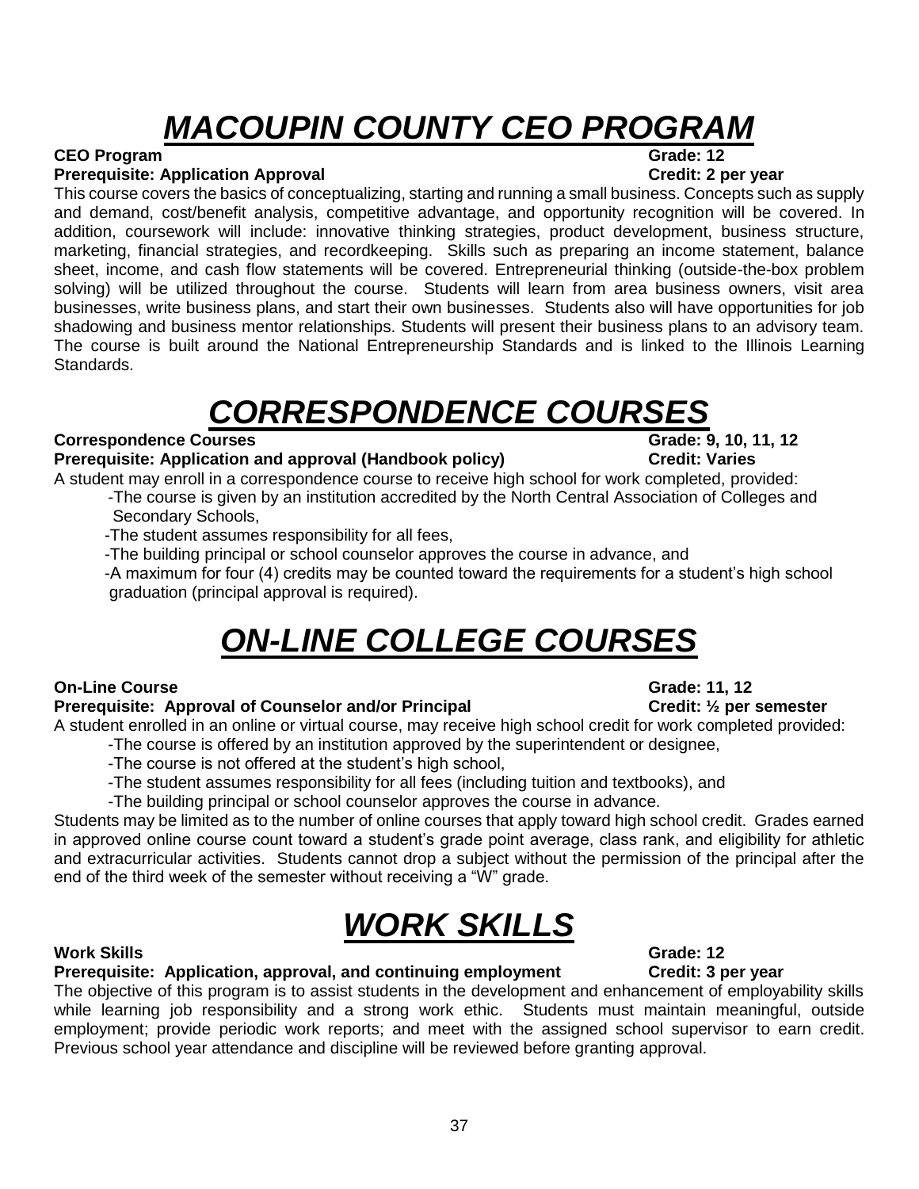# *MACOUPIN COUNTY CEO PROGRAM*

**CEO Program** **Grade: 12**
**Prerequisite: Application Approval** **Credit: 2 per year**

This course covers the basics of conceptualizing, starting and running a small business. Concepts such as supply and demand, cost/benefit analysis, competitive advantage, and opportunity recognition will be covered. In addition, coursework will include: innovative thinking strategies, product development, business structure, marketing, financial strategies, and recordkeeping. Skills such as preparing an income statement, balance sheet, income, and cash flow statements will be covered. Entrepreneurial thinking (outside-the-box problem solving) will be utilized throughout the course. Students will learn from area business owners, visit area businesses, write business plans, and start their own businesses. Students also will have opportunities for job shadowing and business mentor relationships. Students will present their business plans to an advisory team. The course is built around the National Entrepreneurship Standards and is linked to the Illinois Learning Standards.

# *CORRESPONDENCE COURSES*

**Correspondence Courses** **Grade: 9, 10, 11, 12**
**Prerequisite: Application and approval (Handbook policy)** **Credit: Varies**

A student may enroll in a correspondence course to receive high school for work completed, provided:

-The course is given by an institution accredited by the North Central Association of Colleges and Secondary Schools,

-The student assumes responsibility for all fees,

-The building principal or school counselor approves the course in advance, and

-A maximum for four (4) credits may be counted toward the requirements for a student's high school graduation (principal approval is required).

# *ON-LINE COLLEGE COURSES*

**On-Line Course** **Grade: 11, 12**
**Prerequisite: Approval of Counselor and/or Principal** **Credit: ½ per semester**

A student enrolled in an online or virtual course, may receive high school credit for work completed provided:

-The course is offered by an institution approved by the superintendent or designee,

-The course is not offered at the student's high school,

-The student assumes responsibility for all fees (including tuition and textbooks), and

-The building principal or school counselor approves the course in advance.

Students may be limited as to the number of online courses that apply toward high school credit. Grades earned in approved online course count toward a student's grade point average, class rank, and eligibility for athletic and extracurricular activities. Students cannot drop a subject without the permission of the principal after the end of the third week of the semester without receiving a "W" grade.

# *WORK SKILLS*

**Work Skills** **Grade: 12**
**Prerequisite: Application, approval, and continuing employment** **Credit: 3 per year**

The objective of this program is to assist students in the development and enhancement of employability skills while learning job responsibility and a strong work ethic. Students must maintain meaningful, outside employment; provide periodic work reports; and meet with the assigned school supervisor to earn credit. Previous school year attendance and discipline will be reviewed before granting approval.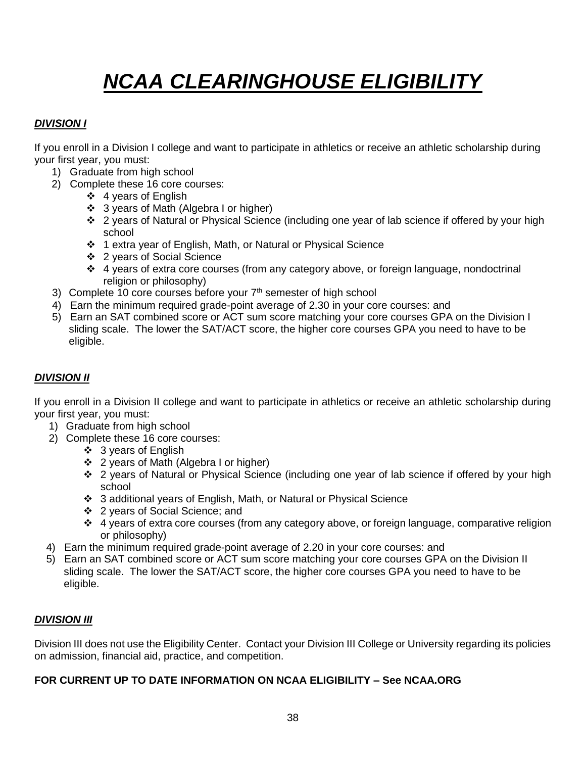# ***NCAA CLEARINGHOUSE ELIGIBILITY***

### ***DIVISION I***

If you enroll in a Division I college and want to participate in athletics or receive an athletic scholarship during your first year, you must:

1) Graduate from high school
2) Complete these 16 core courses:
   - 4 years of English
   - 3 years of Math (Algebra I or higher)
   - 2 years of Natural or Physical Science (including one year of lab science if offered by your high school
   - 1 extra year of English, Math, or Natural or Physical Science
   - 2 years of Social Science
   - 4 years of extra core courses (from any category above, or foreign language, nondoctrinal religion or philosophy)
3) Complete 10 core courses before your 7th semester of high school
4) Earn the minimum required grade-point average of 2.30 in your core courses: and
5) Earn an SAT combined score or ACT sum score matching your core courses GPA on the Division I sliding scale. The lower the SAT/ACT score, the higher core courses GPA you need to have to be eligible.

### ***DIVISION II***

If you enroll in a Division II college and want to participate in athletics or receive an athletic scholarship during your first year, you must:

1) Graduate from high school
2) Complete these 16 core courses:
   - 3 years of English
   - 2 years of Math (Algebra I or higher)
   - 2 years of Natural or Physical Science (including one year of lab science if offered by your high school
   - 3 additional years of English, Math, or Natural or Physical Science
   - 2 years of Social Science; and
   - 4 years of extra core courses (from any category above, or foreign language, comparative religion or philosophy)
4) Earn the minimum required grade-point average of 2.20 in your core courses: and
5) Earn an SAT combined score or ACT sum score matching your core courses GPA on the Division II sliding scale. The lower the SAT/ACT score, the higher core courses GPA you need to have to be eligible.

### ***DIVISION III***

Division III does not use the Eligibility Center. Contact your Division III College or University regarding its policies on admission, financial aid, practice, and competition.

**FOR CURRENT UP TO DATE INFORMATION ON NCAA ELIGIBILITY – See NCAA.ORG**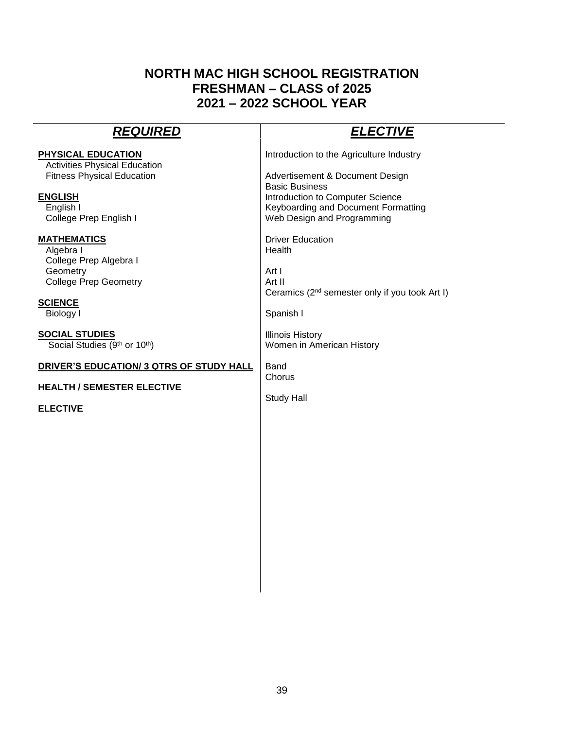# NORTH MAC HIGH SCHOOL REGISTRATION
## FRESHMAN – CLASS of 2025
## 2021 – 2022 SCHOOL YEAR

## ***REQUIRED***

**PHYSICAL EDUCATION**
- Activities Physical Education
- Fitness Physical Education

**ENGLISH**
- English I
- College Prep English I

**MATHEMATICS**
- Algebra I
- College Prep Algebra I
- Geometry
- College Prep Geometry

**SCIENCE**
- Biology I

**SOCIAL STUDIES**
- Social Studies (9th or 10th)

**DRIVER'S EDUCATION/ 3 QTRS OF STUDY HALL**

**HEALTH / SEMESTER ELECTIVE**

**ELECTIVE**

## ***ELECTIVE***

Introduction to the Agriculture Industry

Advertisement & Document Design
Basic Business
Introduction to Computer Science
Keyboarding and Document Formatting
Web Design and Programming

Driver Education
Health

Art I
Art II
Ceramics (2nd semester only if you took Art I)

Spanish I

Illinois History
Women in American History

Band
Chorus

Study Hall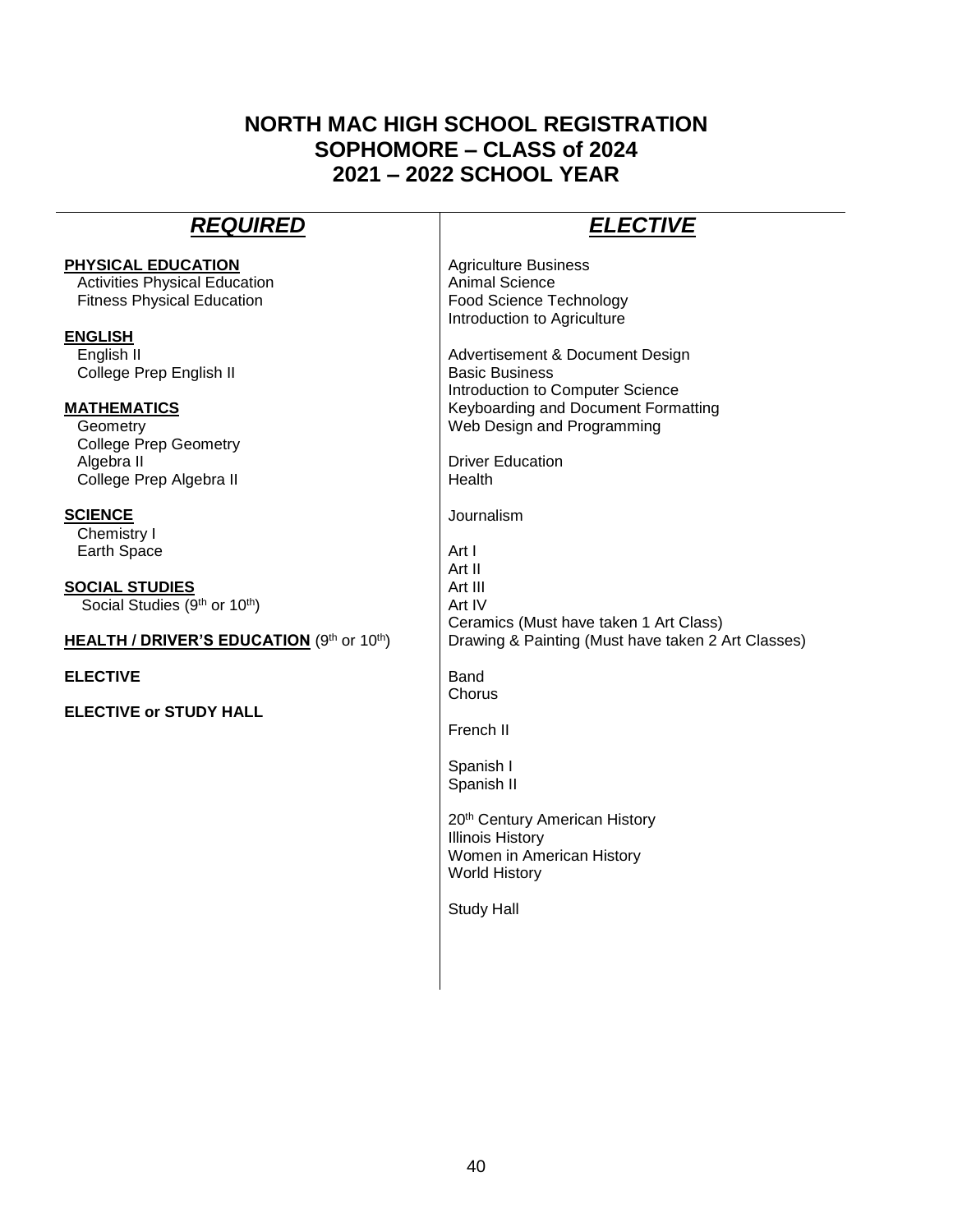# NORTH MAC HIGH SCHOOL REGISTRATION
# SOPHOMORE – CLASS of 2024
# 2021 – 2022 SCHOOL YEAR

## *REQUIRED*

**PHYSICAL EDUCATION**
- Activities Physical Education
- Fitness Physical Education

**ENGLISH**
- English II
- College Prep English II

**MATHEMATICS**
- Geometry
- College Prep Geometry
- Algebra II
- College Prep Algebra II

**SCIENCE**
- Chemistry I
- Earth Space

**SOCIAL STUDIES**
- Social Studies (9th or 10th)

**HEALTH / DRIVER'S EDUCATION** (9th or 10th)

**ELECTIVE**

**ELECTIVE or STUDY HALL**

## *ELECTIVE*

Agriculture Business
Animal Science
Food Science Technology
Introduction to Agriculture

Advertisement & Document Design
Basic Business
Introduction to Computer Science
Keyboarding and Document Formatting
Web Design and Programming

Driver Education
Health

Journalism

Art I
Art II
Art III
Art IV
Ceramics (Must have taken 1 Art Class)
Drawing & Painting (Must have taken 2 Art Classes)

Band
Chorus

French II

Spanish I
Spanish II

20th Century American History
Illinois History
Women in American History
World History

Study Hall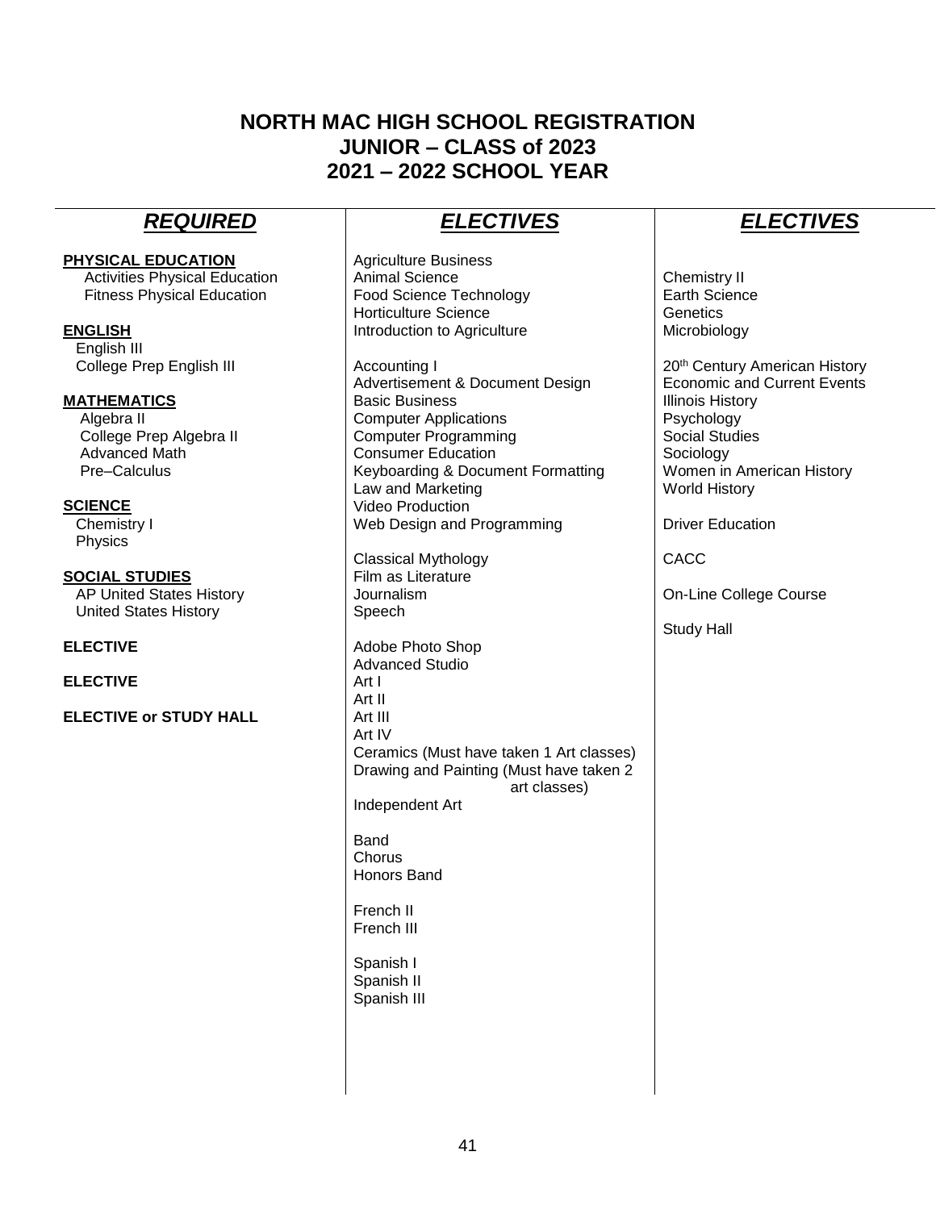# NORTH MAC HIGH SCHOOL REGISTRATION
# JUNIOR – CLASS of 2023
# 2021 – 2022 SCHOOL YEAR

## *REQUIRED*

**PHYSICAL EDUCATION**
- Activities Physical Education
- Fitness Physical Education

**ENGLISH**
- English III
- College Prep English III

**MATHEMATICS**
- Algebra II
- College Prep Algebra II
- Advanced Math
- Pre–Calculus

**SCIENCE**
- Chemistry I
- Physics

**SOCIAL STUDIES**
- AP United States History
- United States History

**ELECTIVE**

**ELECTIVE**

**ELECTIVE or STUDY HALL**

## *ELECTIVES*

Agriculture Business
Animal Science
Food Science Technology
Horticulture Science
Introduction to Agriculture

Accounting I
Advertisement & Document Design
Basic Business
Computer Applications
Computer Programming
Consumer Education
Keyboarding & Document Formatting
Law and Marketing
Video Production
Web Design and Programming

Classical Mythology
Film as Literature
Journalism
Speech

Adobe Photo Shop
Advanced Studio
Art I
Art II
Art III
Art IV
Ceramics (Must have taken 1 Art classes)
Drawing and Painting (Must have taken 2 art classes)
Independent Art

Band
Chorus
Honors Band

French II
French III

Spanish I
Spanish II
Spanish III

## *ELECTIVES*

Chemistry II
Earth Science
Genetics
Microbiology

20th Century American History
Economic and Current Events
Illinois History
Psychology
Social Studies
Sociology
Women in American History
World History

Driver Education

CACC

On-Line College Course

Study Hall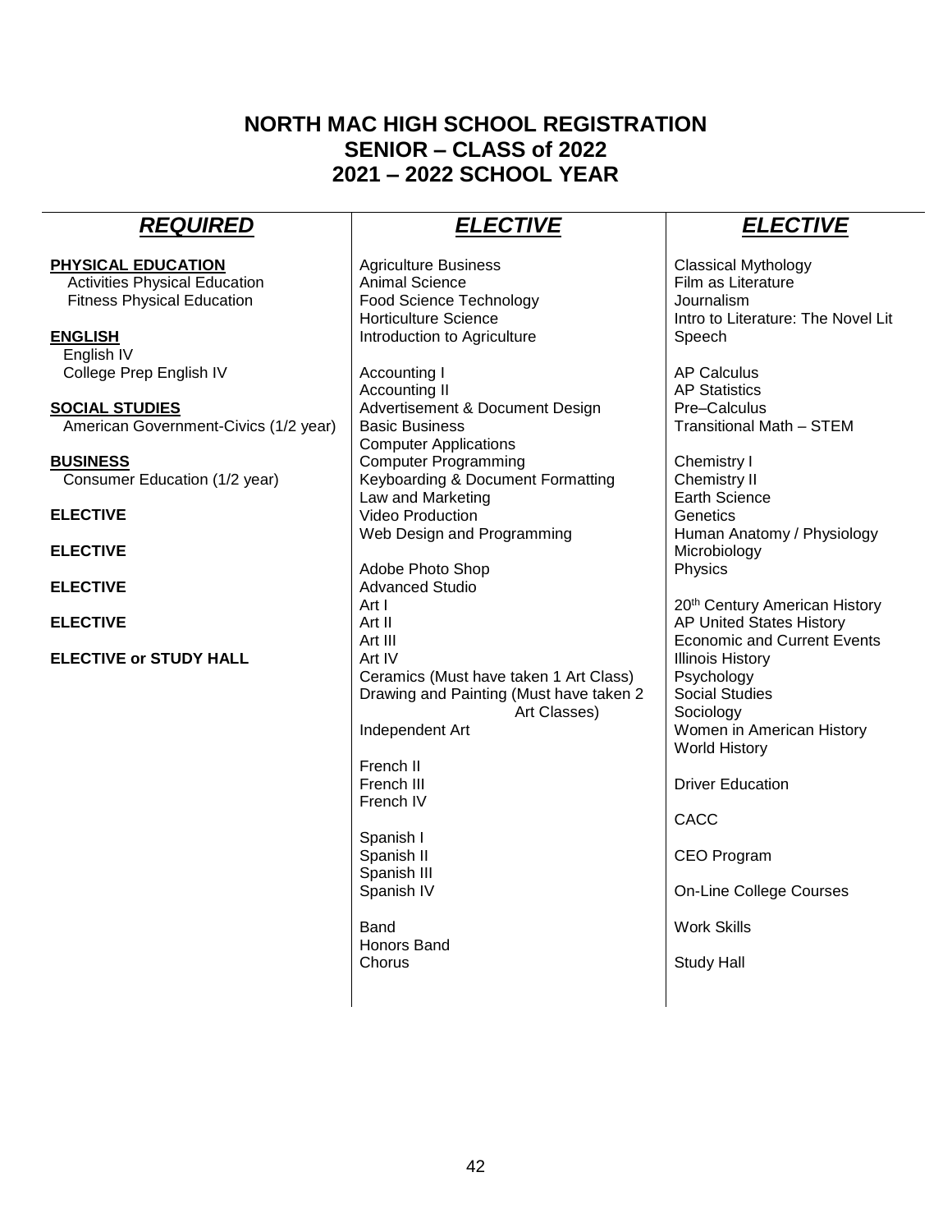# NORTH MAC HIGH SCHOOL REGISTRATION
## SENIOR – CLASS of 2022
## 2021 – 2022 SCHOOL YEAR

### *REQUIRED*

**PHYSICAL EDUCATION**
- Activities Physical Education
- Fitness Physical Education

**ENGLISH**
- English IV
- College Prep English IV

**SOCIAL STUDIES**
- American Government-Civics (1/2 year)

**BUSINESS**
- Consumer Education (1/2 year)

**ELECTIVE**

**ELECTIVE**

**ELECTIVE**

**ELECTIVE**

**ELECTIVE or STUDY HALL**

### *ELECTIVE*

Agriculture Business
Animal Science
Food Science Technology
Horticulture Science
Introduction to Agriculture

Accounting I
Accounting II
Advertisement & Document Design
Basic Business
Computer Applications
Computer Programming
Keyboarding & Document Formatting
Law and Marketing
Video Production
Web Design and Programming

Adobe Photo Shop
Advanced Studio
Art I
Art II
Art III
Art IV
Ceramics (Must have taken 1 Art Class)
Drawing and Painting (Must have taken 2 Art Classes)
Independent Art

French II
French III
French IV

Spanish I
Spanish II
Spanish III
Spanish IV

Band
Honors Band
Chorus

### *ELECTIVE*

Classical Mythology
Film as Literature
Journalism
Intro to Literature: The Novel Lit
Speech

AP Calculus
AP Statistics
Pre–Calculus
Transitional Math – STEM

Chemistry I
Chemistry II
Earth Science
Genetics
Human Anatomy / Physiology
Microbiology
Physics

20th Century American History
AP United States History
Economic and Current Events
Illinois History
Psychology
Social Studies
Sociology
Women in American History
World History

Driver Education

CACC

CEO Program

On-Line College Courses

Work Skills

Study Hall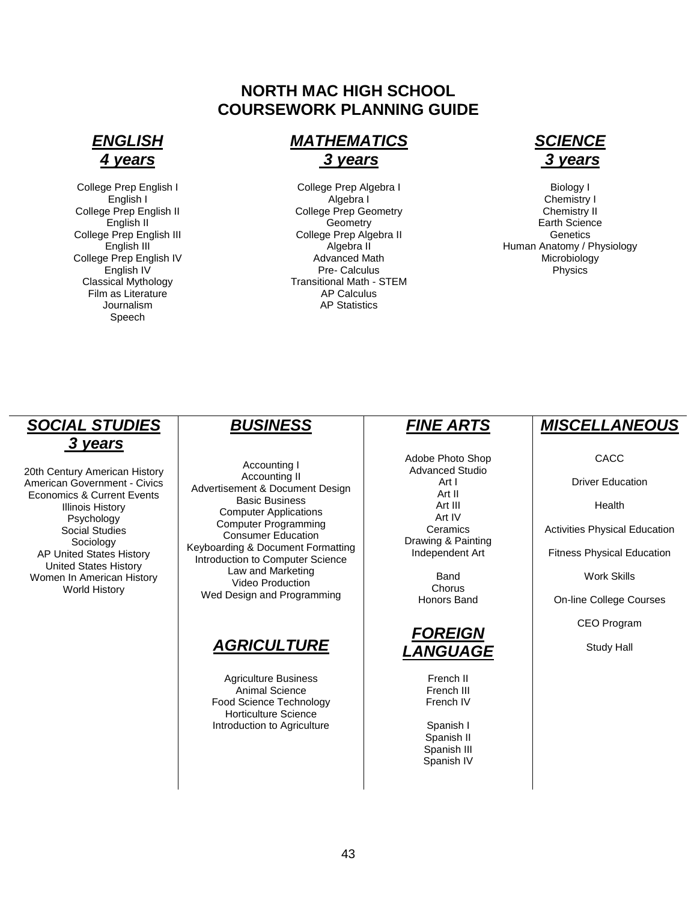# NORTH MAC HIGH SCHOOL
# COURSEWORK PLANNING GUIDE

## ***ENGLISH***
## ***4 years***

College Prep English I
English I
College Prep English II
English II
College Prep English III
English III
College Prep English IV
English IV
Classical Mythology
Film as Literature
Journalism
Speech

## ***MATHEMATICS***
## ***3 years***

College Prep Algebra I
Algebra I
College Prep Geometry
Geometry
College Prep Algebra II
Algebra II
Advanced Math
Pre- Calculus
Transitional Math - STEM
AP Calculus
AP Statistics

## ***SCIENCE***
## ***3 years***

Biology I
Chemistry I
Chemistry II
Earth Science
Genetics
Human Anatomy / Physiology
Microbiology
Physics

## ***SOCIAL STUDIES***
## ***3 years***

20th Century American History
American Government - Civics
Economics & Current Events
Illinois History
Psychology
Social Studies
Sociology
AP United States History
United States History
Women In American History
World History

## ***BUSINESS***

Accounting I
Accounting II
Advertisement & Document Design
Basic Business
Computer Applications
Computer Programming
Consumer Education
Keyboarding & Document Formatting
Introduction to Computer Science
Law and Marketing
Video Production
Wed Design and Programming

## ***AGRICULTURE***

Agriculture Business
Animal Science
Food Science Technology
Horticulture Science
Introduction to Agriculture

## ***FINE ARTS***

Adobe Photo Shop
Advanced Studio
Art I
Art II
Art III
Art IV
Ceramics
Drawing & Painting
Independent Art

Band
Chorus
Honors Band

## ***FOREIGN LANGUAGE***

French II
French III
French IV

Spanish I
Spanish II
Spanish III
Spanish IV

## ***MISCELLANEOUS***

CACC

Driver Education

Health

Activities Physical Education

Fitness Physical Education

Work Skills

On-line College Courses

CEO Program

Study Hall